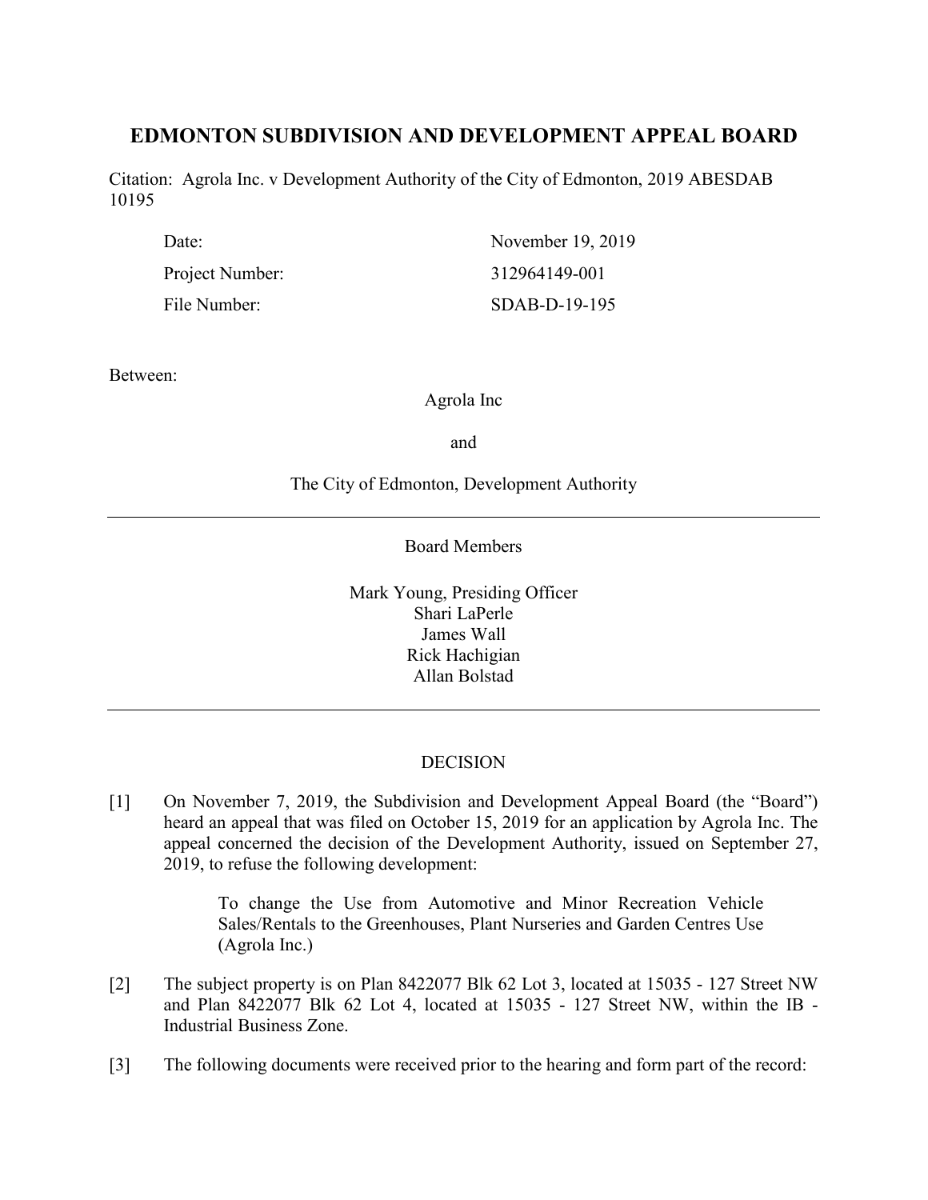# EDMONTON SUBDIVISION AND DEVELOPMENT APPEAL BOARD

Citation: Agrola Inc. v Development Authority of the City of Edmonton, 2019 ABESDAB 10195

| | |
|---|---|
| Date: | November 19, 2019 |
| Project Number: | 312964149-001 |
| File Number: | SDAB-D-19-195 |

Between:

Agrola Inc

and

The City of Edmonton, Development Authority

---

Board Members

Mark Young, Presiding Officer
Shari LaPerle
James Wall
Rick Hachigian
Allan Bolstad

---

DECISION

[1] On November 7, 2019, the Subdivision and Development Appeal Board (the "Board") heard an appeal that was filed on October 15, 2019 for an application by Agrola Inc. The appeal concerned the decision of the Development Authority, issued on September 27, 2019, to refuse the following development:

> To change the Use from Automotive and Minor Recreation Vehicle Sales/Rentals to the Greenhouses, Plant Nurseries and Garden Centres Use (Agrola Inc.)

[2] The subject property is on Plan 8422077 Blk 62 Lot 3, located at 15035 - 127 Street NW and Plan 8422077 Blk 62 Lot 4, located at 15035 - 127 Street NW, within the IB - Industrial Business Zone.

[3] The following documents were received prior to the hearing and form part of the record: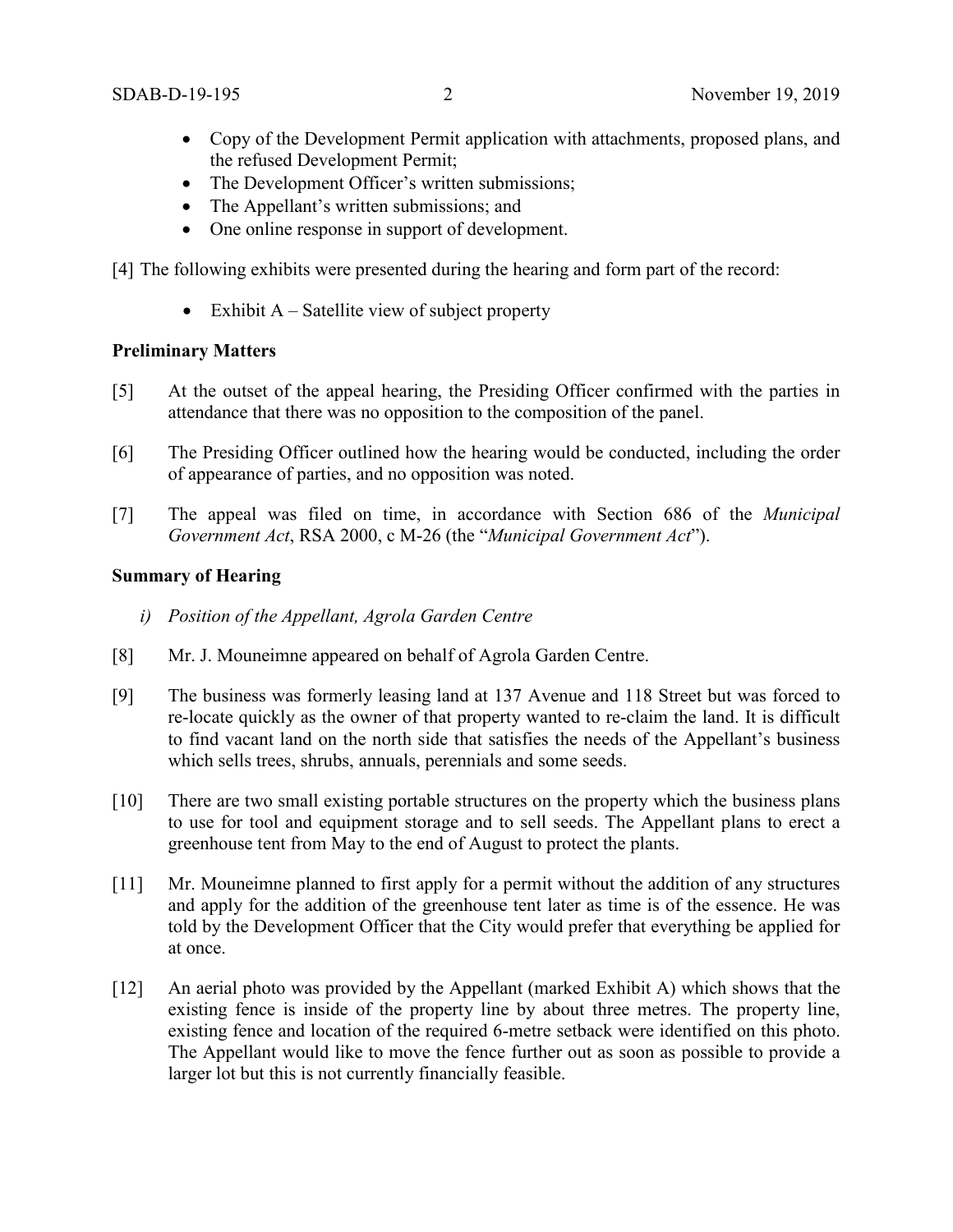- Copy of the Development Permit application with attachments, proposed plans, and the refused Development Permit;
- The Development Officer's written submissions;
- The Appellant's written submissions; and
- One online response in support of development.

[4] The following exhibits were presented during the hearing and form part of the record:

- Exhibit A – Satellite view of subject property

**Preliminary Matters**

[5] At the outset of the appeal hearing, the Presiding Officer confirmed with the parties in attendance that there was no opposition to the composition of the panel.

[6] The Presiding Officer outlined how the hearing would be conducted, including the order of appearance of parties, and no opposition was noted.

[7] The appeal was filed on time, in accordance with Section 686 of the *Municipal Government Act*, RSA 2000, c M-26 (the "*Municipal Government Act*").

**Summary of Hearing**

*i) Position of the Appellant, Agrola Garden Centre*

[8] Mr. J. Mouneimne appeared on behalf of Agrola Garden Centre.

[9] The business was formerly leasing land at 137 Avenue and 118 Street but was forced to re-locate quickly as the owner of that property wanted to re-claim the land. It is difficult to find vacant land on the north side that satisfies the needs of the Appellant's business which sells trees, shrubs, annuals, perennials and some seeds.

[10] There are two small existing portable structures on the property which the business plans to use for tool and equipment storage and to sell seeds. The Appellant plans to erect a greenhouse tent from May to the end of August to protect the plants.

[11] Mr. Mouneimne planned to first apply for a permit without the addition of any structures and apply for the addition of the greenhouse tent later as time is of the essence. He was told by the Development Officer that the City would prefer that everything be applied for at once.

[12] An aerial photo was provided by the Appellant (marked Exhibit A) which shows that the existing fence is inside of the property line by about three metres. The property line, existing fence and location of the required 6-metre setback were identified on this photo. The Appellant would like to move the fence further out as soon as possible to provide a larger lot but this is not currently financially feasible.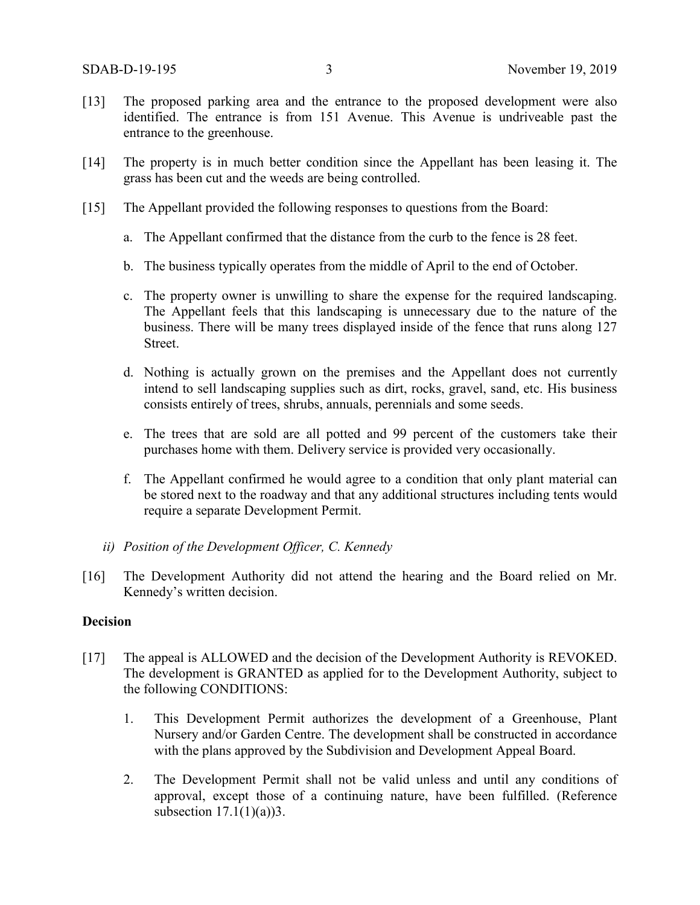[13] The proposed parking area and the entrance to the proposed development were also identified. The entrance is from 151 Avenue. This Avenue is undriveable past the entrance to the greenhouse.

[14] The property is in much better condition since the Appellant has been leasing it. The grass has been cut and the weeds are being controlled.

[15] The Appellant provided the following responses to questions from the Board:

a. The Appellant confirmed that the distance from the curb to the fence is 28 feet.

b. The business typically operates from the middle of April to the end of October.

c. The property owner is unwilling to share the expense for the required landscaping. The Appellant feels that this landscaping is unnecessary due to the nature of the business. There will be many trees displayed inside of the fence that runs along 127 Street.

d. Nothing is actually grown on the premises and the Appellant does not currently intend to sell landscaping supplies such as dirt, rocks, gravel, sand, etc. His business consists entirely of trees, shrubs, annuals, perennials and some seeds.

e. The trees that are sold are all potted and 99 percent of the customers take their purchases home with them. Delivery service is provided very occasionally.

f. The Appellant confirmed he would agree to a condition that only plant material can be stored next to the roadway and that any additional structures including tents would require a separate Development Permit.

*ii) Position of the Development Officer, C. Kennedy*

[16] The Development Authority did not attend the hearing and the Board relied on Mr. Kennedy's written decision.

**Decision**

[17] The appeal is ALLOWED and the decision of the Development Authority is REVOKED. The development is GRANTED as applied for to the Development Authority, subject to the following CONDITIONS:

1. This Development Permit authorizes the development of a Greenhouse, Plant Nursery and/or Garden Centre. The development shall be constructed in accordance with the plans approved by the Subdivision and Development Appeal Board.

2. The Development Permit shall not be valid unless and until any conditions of approval, except those of a continuing nature, have been fulfilled. (Reference subsection 17.1(1)(a))3.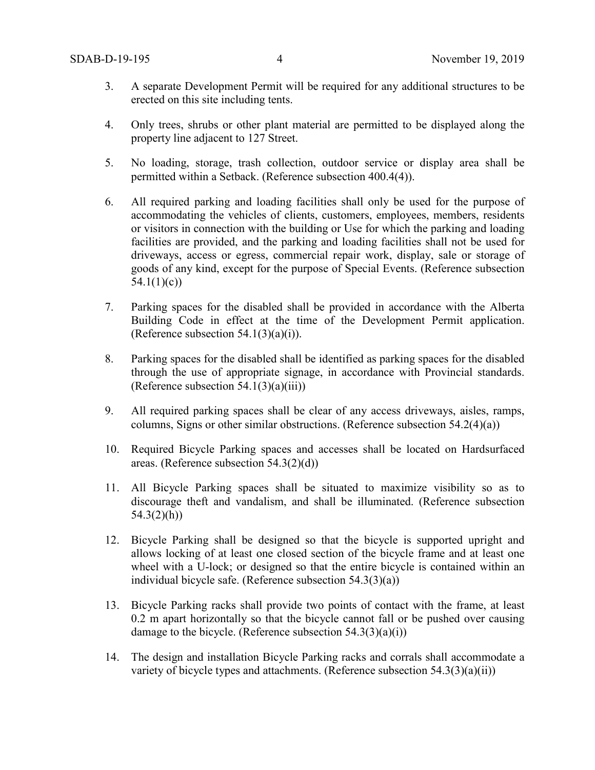3. A separate Development Permit will be required for any additional structures to be erected on this site including tents.

4. Only trees, shrubs or other plant material are permitted to be displayed along the property line adjacent to 127 Street.

5. No loading, storage, trash collection, outdoor service or display area shall be permitted within a Setback. (Reference subsection 400.4(4)).

6. All required parking and loading facilities shall only be used for the purpose of accommodating the vehicles of clients, customers, employees, members, residents or visitors in connection with the building or Use for which the parking and loading facilities are provided, and the parking and loading facilities shall not be used for driveways, access or egress, commercial repair work, display, sale or storage of goods of any kind, except for the purpose of Special Events. (Reference subsection 54.1(1)(c))

7. Parking spaces for the disabled shall be provided in accordance with the Alberta Building Code in effect at the time of the Development Permit application. (Reference subsection 54.1(3)(a)(i)).

8. Parking spaces for the disabled shall be identified as parking spaces for the disabled through the use of appropriate signage, in accordance with Provincial standards. (Reference subsection 54.1(3)(a)(iii))

9. All required parking spaces shall be clear of any access driveways, aisles, ramps, columns, Signs or other similar obstructions. (Reference subsection 54.2(4)(a))

10. Required Bicycle Parking spaces and accesses shall be located on Hardsurfaced areas. (Reference subsection 54.3(2)(d))

11. All Bicycle Parking spaces shall be situated to maximize visibility so as to discourage theft and vandalism, and shall be illuminated. (Reference subsection 54.3(2)(h))

12. Bicycle Parking shall be designed so that the bicycle is supported upright and allows locking of at least one closed section of the bicycle frame and at least one wheel with a U-lock; or designed so that the entire bicycle is contained within an individual bicycle safe. (Reference subsection 54.3(3)(a))

13. Bicycle Parking racks shall provide two points of contact with the frame, at least 0.2 m apart horizontally so that the bicycle cannot fall or be pushed over causing damage to the bicycle. (Reference subsection 54.3(3)(a)(i))

14. The design and installation Bicycle Parking racks and corrals shall accommodate a variety of bicycle types and attachments. (Reference subsection 54.3(3)(a)(ii))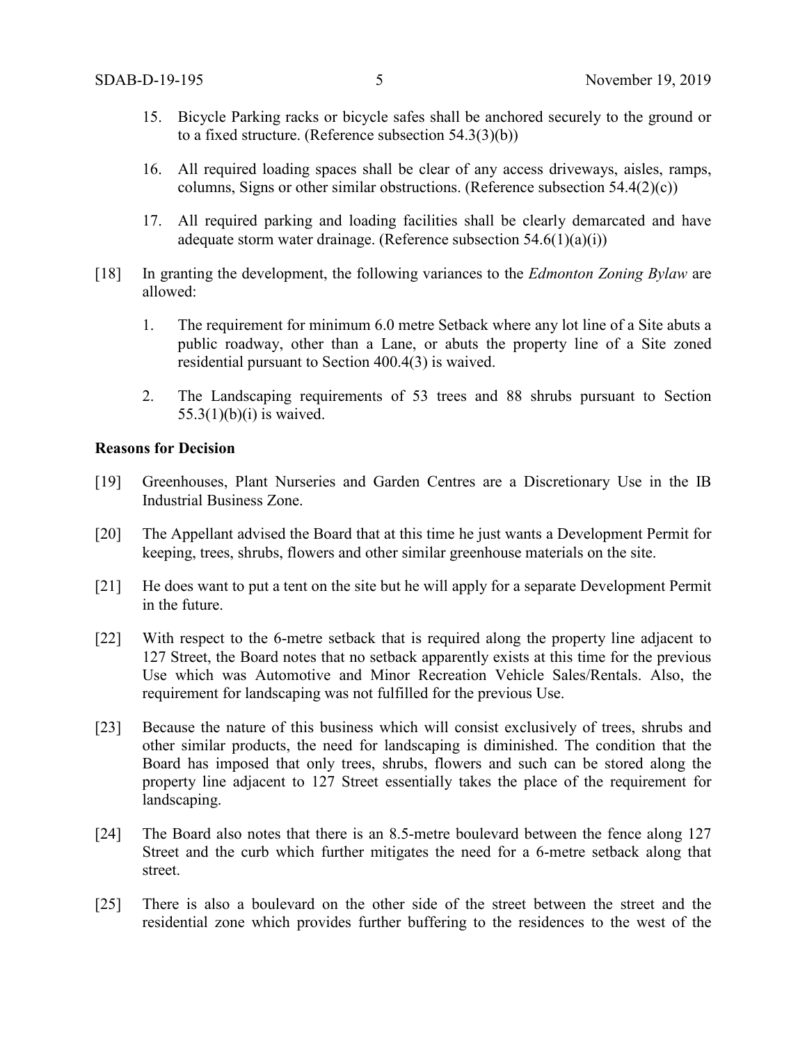15. Bicycle Parking racks or bicycle safes shall be anchored securely to the ground or to a fixed structure. (Reference subsection 54.3(3)(b))

16. All required loading spaces shall be clear of any access driveways, aisles, ramps, columns, Signs or other similar obstructions. (Reference subsection 54.4(2)(c))

17. All required parking and loading facilities shall be clearly demarcated and have adequate storm water drainage. (Reference subsection 54.6(1)(a)(i))

[18] In granting the development, the following variances to the *Edmonton Zoning Bylaw* are allowed:

1. The requirement for minimum 6.0 metre Setback where any lot line of a Site abuts a public roadway, other than a Lane, or abuts the property line of a Site zoned residential pursuant to Section 400.4(3) is waived.

2. The Landscaping requirements of 53 trees and 88 shrubs pursuant to Section 55.3(1)(b)(i) is waived.

**Reasons for Decision**

[19] Greenhouses, Plant Nurseries and Garden Centres are a Discretionary Use in the IB Industrial Business Zone.

[20] The Appellant advised the Board that at this time he just wants a Development Permit for keeping, trees, shrubs, flowers and other similar greenhouse materials on the site.

[21] He does want to put a tent on the site but he will apply for a separate Development Permit in the future.

[22] With respect to the 6-metre setback that is required along the property line adjacent to 127 Street, the Board notes that no setback apparently exists at this time for the previous Use which was Automotive and Minor Recreation Vehicle Sales/Rentals. Also, the requirement for landscaping was not fulfilled for the previous Use.

[23] Because the nature of this business which will consist exclusively of trees, shrubs and other similar products, the need for landscaping is diminished. The condition that the Board has imposed that only trees, shrubs, flowers and such can be stored along the property line adjacent to 127 Street essentially takes the place of the requirement for landscaping.

[24] The Board also notes that there is an 8.5-metre boulevard between the fence along 127 Street and the curb which further mitigates the need for a 6-metre setback along that street.

[25] There is also a boulevard on the other side of the street between the street and the residential zone which provides further buffering to the residences to the west of the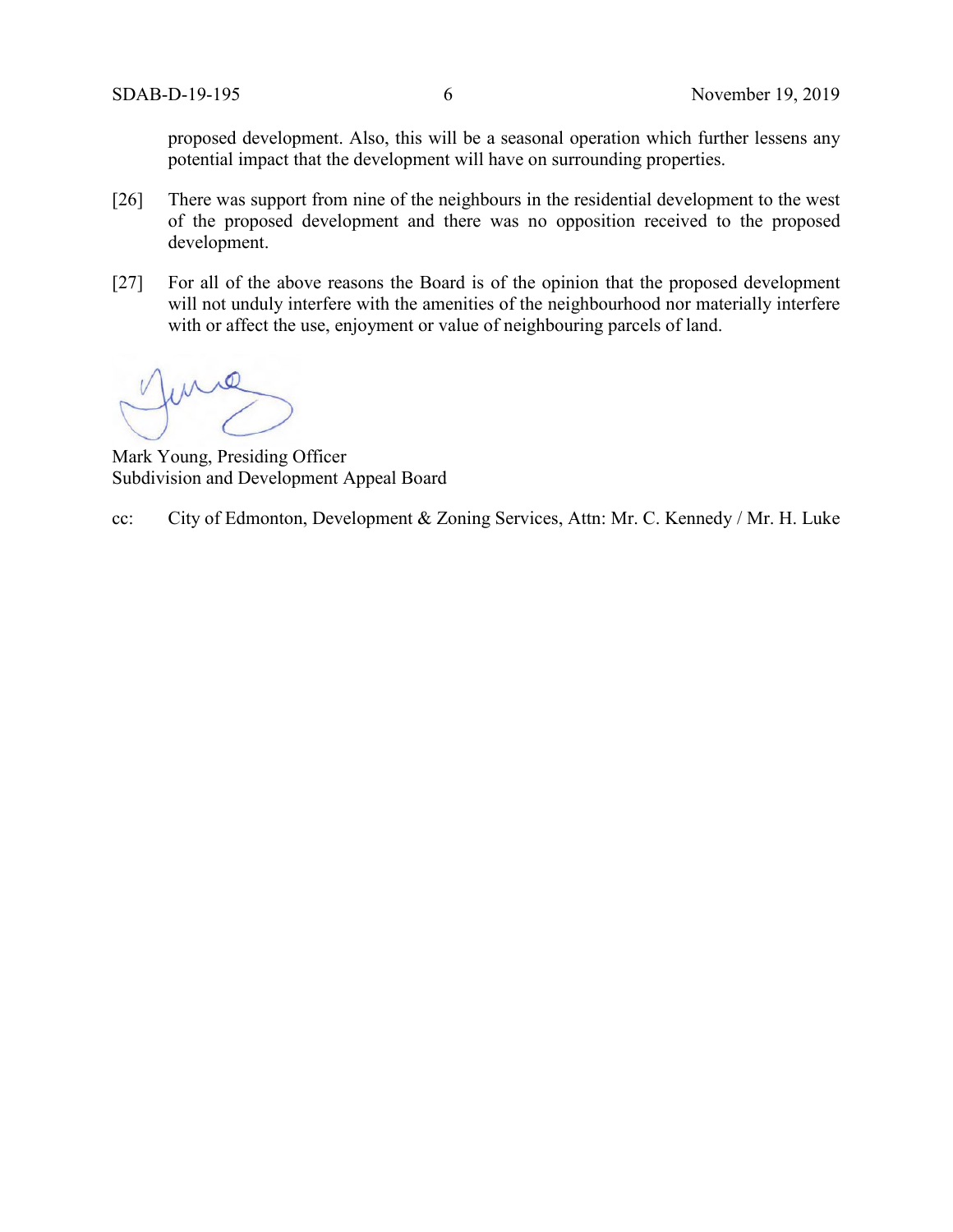proposed development. Also, this will be a seasonal operation which further lessens any potential impact that the development will have on surrounding properties.

[26] There was support from nine of the neighbours in the residential development to the west of the proposed development and there was no opposition received to the proposed development.

[27] For all of the above reasons the Board is of the opinion that the proposed development will not unduly interfere with the amenities of the neighbourhood nor materially interfere with or affect the use, enjoyment or value of neighbouring parcels of land.

Mark Young, Presiding Officer
Subdivision and Development Appeal Board

cc: City of Edmonton, Development & Zoning Services, Attn: Mr. C. Kennedy / Mr. H. Luke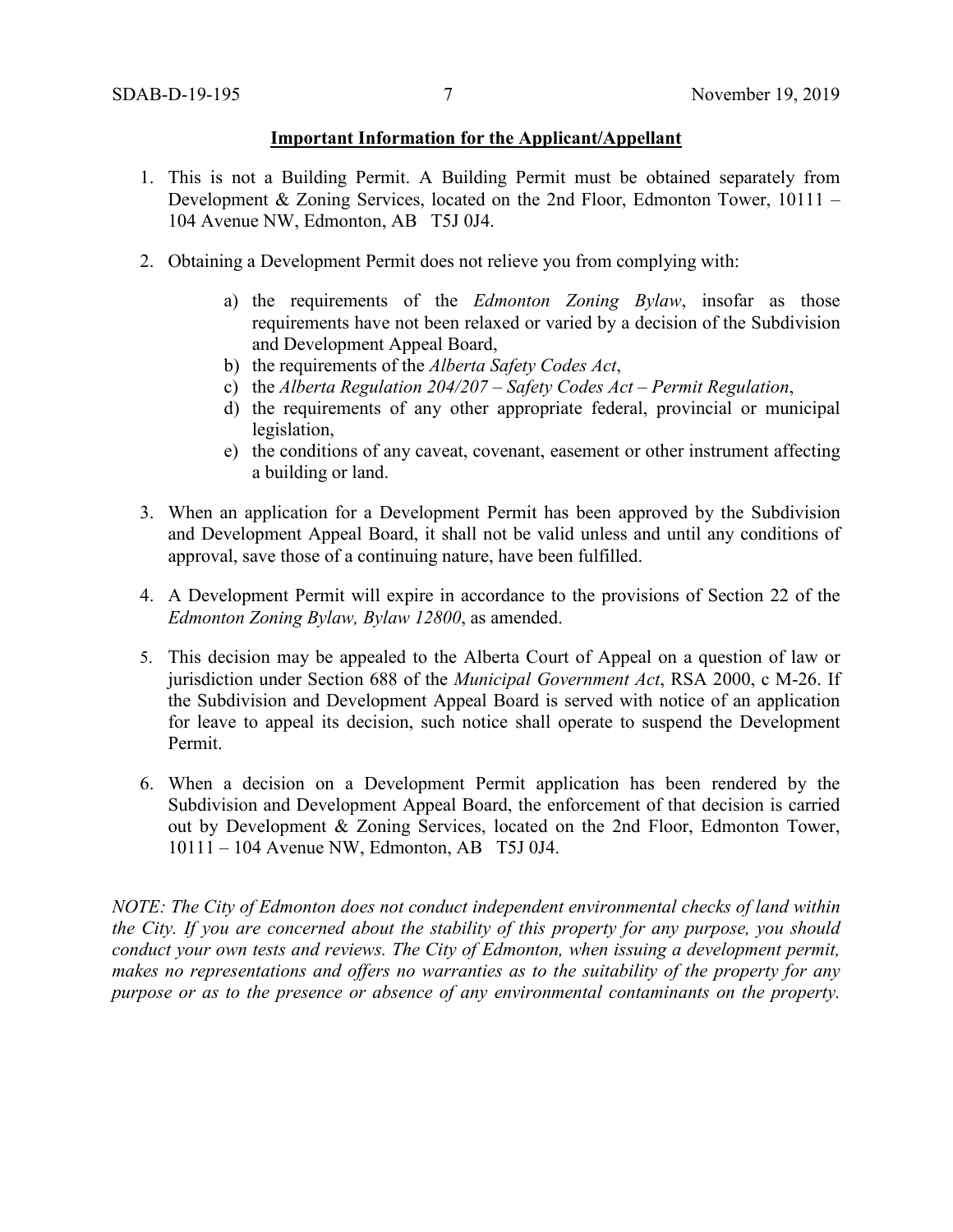**Important Information for the Applicant/Appellant**

1. This is not a Building Permit. A Building Permit must be obtained separately from Development & Zoning Services, located on the 2nd Floor, Edmonton Tower, 10111 – 104 Avenue NW, Edmonton, AB T5J 0J4.

2. Obtaining a Development Permit does not relieve you from complying with:

    a) the requirements of the *Edmonton Zoning Bylaw*, insofar as those requirements have not been relaxed or varied by a decision of the Subdivision and Development Appeal Board,
    b) the requirements of the *Alberta Safety Codes Act*,
    c) the *Alberta Regulation 204/207 – Safety Codes Act – Permit Regulation*,
    d) the requirements of any other appropriate federal, provincial or municipal legislation,
    e) the conditions of any caveat, covenant, easement or other instrument affecting a building or land.

3. When an application for a Development Permit has been approved by the Subdivision and Development Appeal Board, it shall not be valid unless and until any conditions of approval, save those of a continuing nature, have been fulfilled.

4. A Development Permit will expire in accordance to the provisions of Section 22 of the *Edmonton Zoning Bylaw, Bylaw 12800*, as amended.

5. This decision may be appealed to the Alberta Court of Appeal on a question of law or jurisdiction under Section 688 of the *Municipal Government Act*, RSA 2000, c M-26. If the Subdivision and Development Appeal Board is served with notice of an application for leave to appeal its decision, such notice shall operate to suspend the Development Permit.

6. When a decision on a Development Permit application has been rendered by the Subdivision and Development Appeal Board, the enforcement of that decision is carried out by Development & Zoning Services, located on the 2nd Floor, Edmonton Tower, 10111 – 104 Avenue NW, Edmonton, AB T5J 0J4.

*NOTE: The City of Edmonton does not conduct independent environmental checks of land within the City. If you are concerned about the stability of this property for any purpose, you should conduct your own tests and reviews. The City of Edmonton, when issuing a development permit, makes no representations and offers no warranties as to the suitability of the property for any purpose or as to the presence or absence of any environmental contaminants on the property.*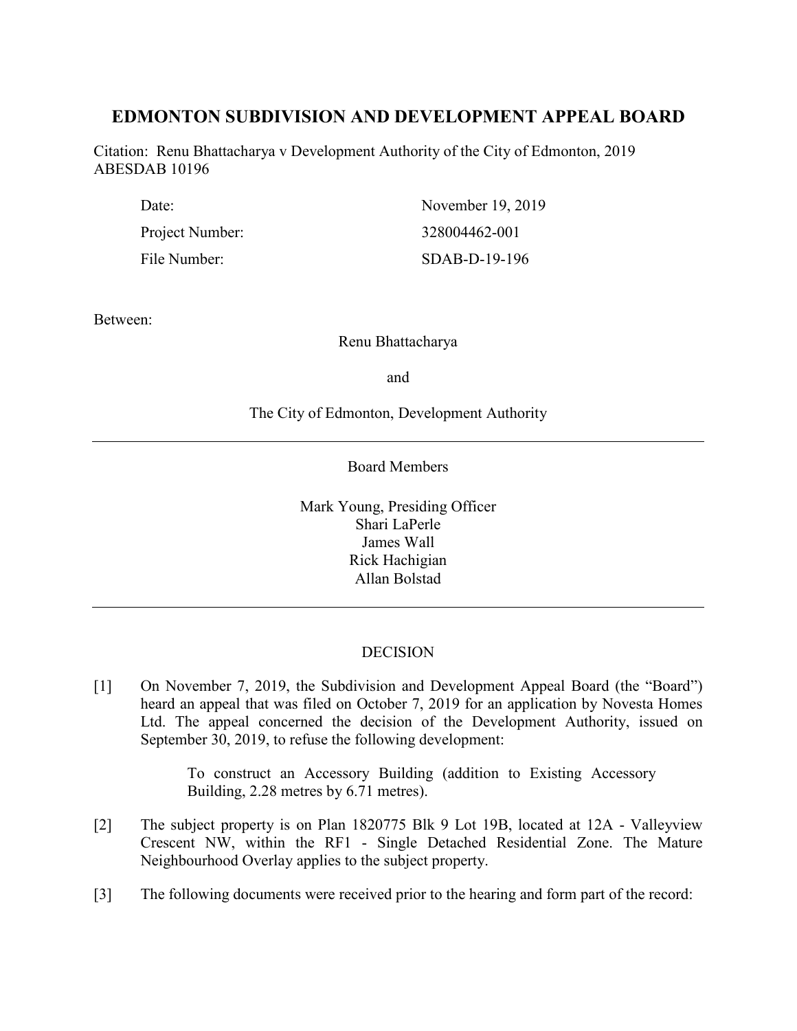# EDMONTON SUBDIVISION AND DEVELOPMENT APPEAL BOARD

Citation: Renu Bhattacharya v Development Authority of the City of Edmonton, 2019 ABESDAB 10196

| | |
|---|---|
| Date: | November 19, 2019 |
| Project Number: | 328004462-001 |
| File Number: | SDAB-D-19-196 |

Between:

Renu Bhattacharya

and

The City of Edmonton, Development Authority

---

Board Members

Mark Young, Presiding Officer
Shari LaPerle
James Wall
Rick Hachigian
Allan Bolstad

---

## DECISION

[1] On November 7, 2019, the Subdivision and Development Appeal Board (the "Board") heard an appeal that was filed on October 7, 2019 for an application by Novesta Homes Ltd. The appeal concerned the decision of the Development Authority, issued on September 30, 2019, to refuse the following development:

> To construct an Accessory Building (addition to Existing Accessory Building, 2.28 metres by 6.71 metres).

[2] The subject property is on Plan 1820775 Blk 9 Lot 19B, located at 12A - Valleyview Crescent NW, within the RF1 - Single Detached Residential Zone. The Mature Neighbourhood Overlay applies to the subject property.

[3] The following documents were received prior to the hearing and form part of the record: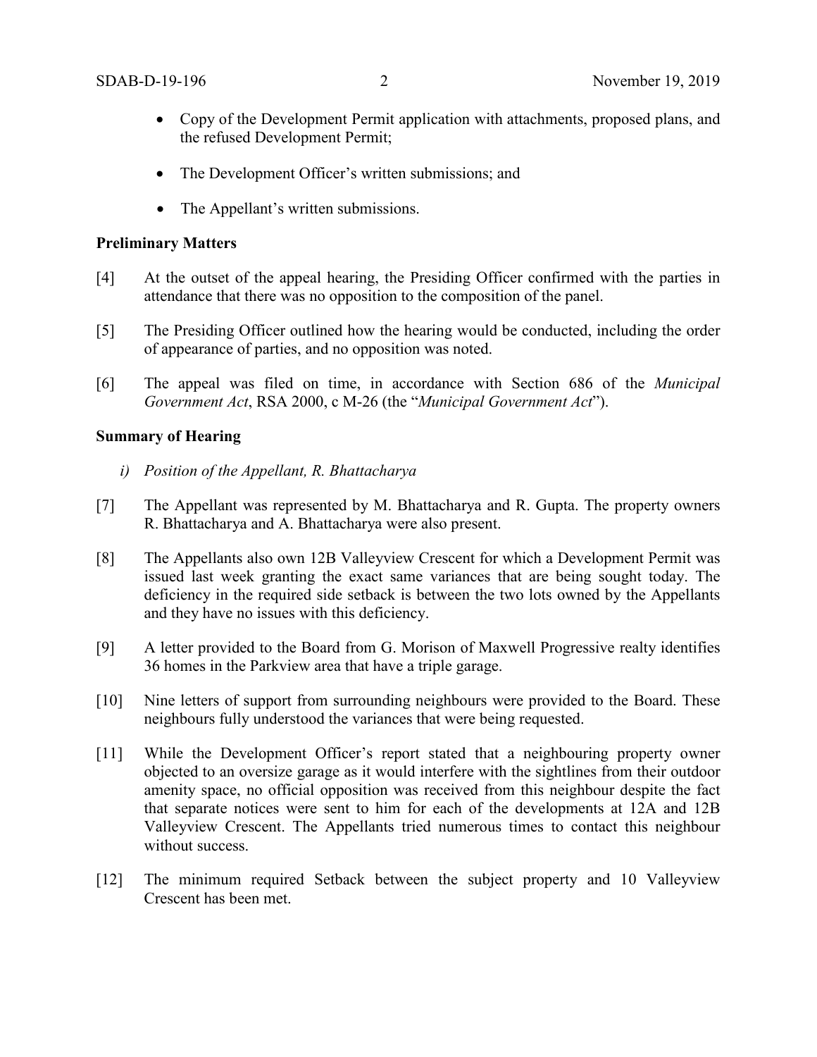- Copy of the Development Permit application with attachments, proposed plans, and the refused Development Permit;
- The Development Officer's written submissions; and
- The Appellant's written submissions.

**Preliminary Matters**

[4] At the outset of the appeal hearing, the Presiding Officer confirmed with the parties in attendance that there was no opposition to the composition of the panel.

[5] The Presiding Officer outlined how the hearing would be conducted, including the order of appearance of parties, and no opposition was noted.

[6] The appeal was filed on time, in accordance with Section 686 of the *Municipal Government Act*, RSA 2000, c M-26 (the "*Municipal Government Act*").

**Summary of Hearing**

*i) Position of the Appellant, R. Bhattacharya*

[7] The Appellant was represented by M. Bhattacharya and R. Gupta. The property owners R. Bhattacharya and A. Bhattacharya were also present.

[8] The Appellants also own 12B Valleyview Crescent for which a Development Permit was issued last week granting the exact same variances that are being sought today. The deficiency in the required side setback is between the two lots owned by the Appellants and they have no issues with this deficiency.

[9] A letter provided to the Board from G. Morison of Maxwell Progressive realty identifies 36 homes in the Parkview area that have a triple garage.

[10] Nine letters of support from surrounding neighbours were provided to the Board. These neighbours fully understood the variances that were being requested.

[11] While the Development Officer's report stated that a neighbouring property owner objected to an oversize garage as it would interfere with the sightlines from their outdoor amenity space, no official opposition was received from this neighbour despite the fact that separate notices were sent to him for each of the developments at 12A and 12B Valleyview Crescent. The Appellants tried numerous times to contact this neighbour without success.

[12] The minimum required Setback between the subject property and 10 Valleyview Crescent has been met.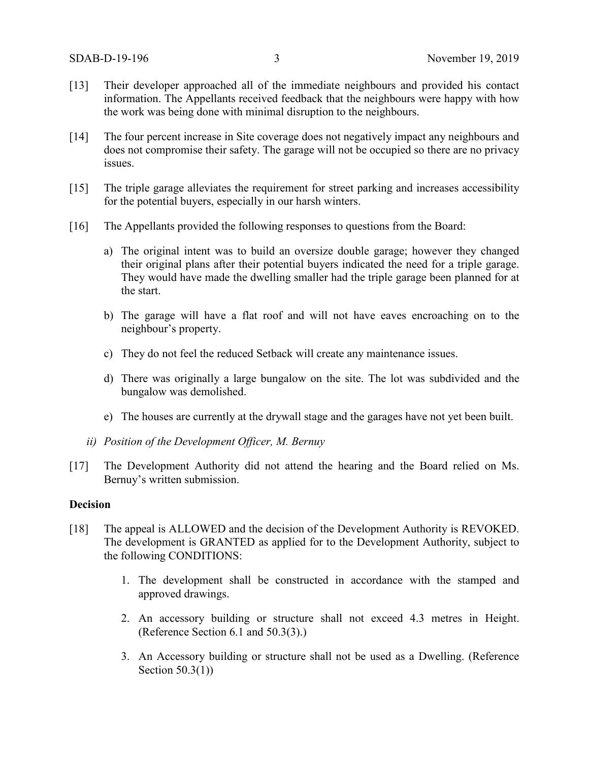[13] Their developer approached all of the immediate neighbours and provided his contact information. The Appellants received feedback that the neighbours were happy with how the work was being done with minimal disruption to the neighbours.

[14] The four percent increase in Site coverage does not negatively impact any neighbours and does not compromise their safety. The garage will not be occupied so there are no privacy issues.

[15] The triple garage alleviates the requirement for street parking and increases accessibility for the potential buyers, especially in our harsh winters.

[16] The Appellants provided the following responses to questions from the Board:

a) The original intent was to build an oversize double garage; however they changed their original plans after their potential buyers indicated the need for a triple garage. They would have made the dwelling smaller had the triple garage been planned for at the start.

b) The garage will have a flat roof and will not have eaves encroaching on to the neighbour's property.

c) They do not feel the reduced Setback will create any maintenance issues.

d) There was originally a large bungalow on the site. The lot was subdivided and the bungalow was demolished.

e) The houses are currently at the drywall stage and the garages have not yet been built.

*ii) Position of the Development Officer, M. Bernuy*

[17] The Development Authority did not attend the hearing and the Board relied on Ms. Bernuy's written submission.

**Decision**

[18] The appeal is ALLOWED and the decision of the Development Authority is REVOKED. The development is GRANTED as applied for to the Development Authority, subject to the following CONDITIONS:

1. The development shall be constructed in accordance with the stamped and approved drawings.

2. An accessory building or structure shall not exceed 4.3 metres in Height. (Reference Section 6.1 and 50.3(3).)

3. An Accessory building or structure shall not be used as a Dwelling. (Reference Section 50.3(1))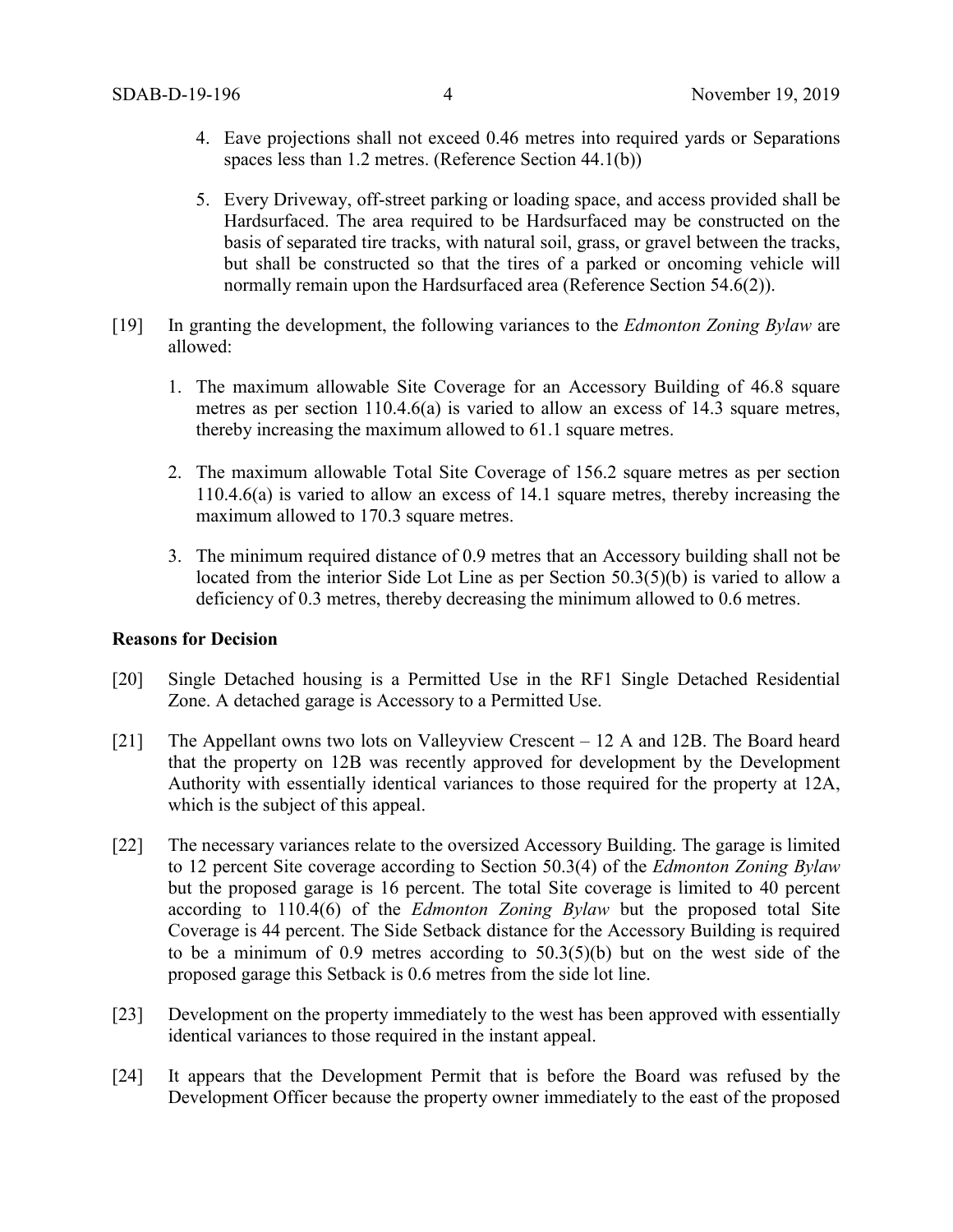4. Eave projections shall not exceed 0.46 metres into required yards or Separations spaces less than 1.2 metres. (Reference Section 44.1(b))

5. Every Driveway, off-street parking or loading space, and access provided shall be Hardsurfaced. The area required to be Hardsurfaced may be constructed on the basis of separated tire tracks, with natural soil, grass, or gravel between the tracks, but shall be constructed so that the tires of a parked or oncoming vehicle will normally remain upon the Hardsurfaced area (Reference Section 54.6(2)).

[19] In granting the development, the following variances to the *Edmonton Zoning Bylaw* are allowed:

1. The maximum allowable Site Coverage for an Accessory Building of 46.8 square metres as per section 110.4.6(a) is varied to allow an excess of 14.3 square metres, thereby increasing the maximum allowed to 61.1 square metres.

2. The maximum allowable Total Site Coverage of 156.2 square metres as per section 110.4.6(a) is varied to allow an excess of 14.1 square metres, thereby increasing the maximum allowed to 170.3 square metres.

3. The minimum required distance of 0.9 metres that an Accessory building shall not be located from the interior Side Lot Line as per Section 50.3(5)(b) is varied to allow a deficiency of 0.3 metres, thereby decreasing the minimum allowed to 0.6 metres.

**Reasons for Decision**

[20] Single Detached housing is a Permitted Use in the RF1 Single Detached Residential Zone. A detached garage is Accessory to a Permitted Use.

[21] The Appellant owns two lots on Valleyview Crescent – 12 A and 12B. The Board heard that the property on 12B was recently approved for development by the Development Authority with essentially identical variances to those required for the property at 12A, which is the subject of this appeal.

[22] The necessary variances relate to the oversized Accessory Building. The garage is limited to 12 percent Site coverage according to Section 50.3(4) of the *Edmonton Zoning Bylaw* but the proposed garage is 16 percent. The total Site coverage is limited to 40 percent according to 110.4(6) of the *Edmonton Zoning Bylaw* but the proposed total Site Coverage is 44 percent. The Side Setback distance for the Accessory Building is required to be a minimum of 0.9 metres according to 50.3(5)(b) but on the west side of the proposed garage this Setback is 0.6 metres from the side lot line.

[23] Development on the property immediately to the west has been approved with essentially identical variances to those required in the instant appeal.

[24] It appears that the Development Permit that is before the Board was refused by the Development Officer because the property owner immediately to the east of the proposed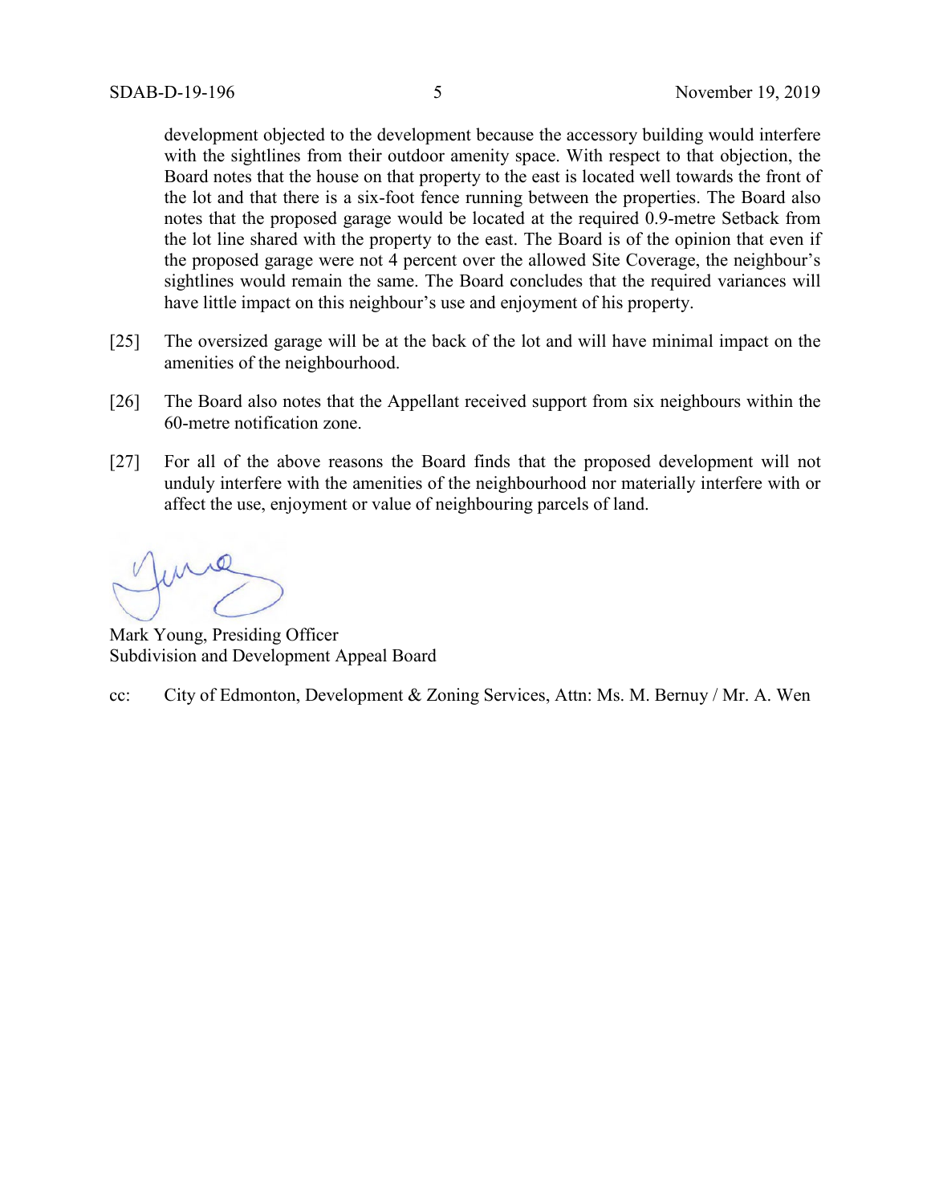development objected to the development because the accessory building would interfere with the sightlines from their outdoor amenity space. With respect to that objection, the Board notes that the house on that property to the east is located well towards the front of the lot and that there is a six-foot fence running between the properties. The Board also notes that the proposed garage would be located at the required 0.9-metre Setback from the lot line shared with the property to the east. The Board is of the opinion that even if the proposed garage were not 4 percent over the allowed Site Coverage, the neighbour's sightlines would remain the same. The Board concludes that the required variances will have little impact on this neighbour's use and enjoyment of his property.

[25] The oversized garage will be at the back of the lot and will have minimal impact on the amenities of the neighbourhood.

[26] The Board also notes that the Appellant received support from six neighbours within the 60-metre notification zone.

[27] For all of the above reasons the Board finds that the proposed development will not unduly interfere with the amenities of the neighbourhood nor materially interfere with or affect the use, enjoyment or value of neighbouring parcels of land.

Mark Young, Presiding Officer
Subdivision and Development Appeal Board

cc: City of Edmonton, Development & Zoning Services, Attn: Ms. M. Bernuy / Mr. A. Wen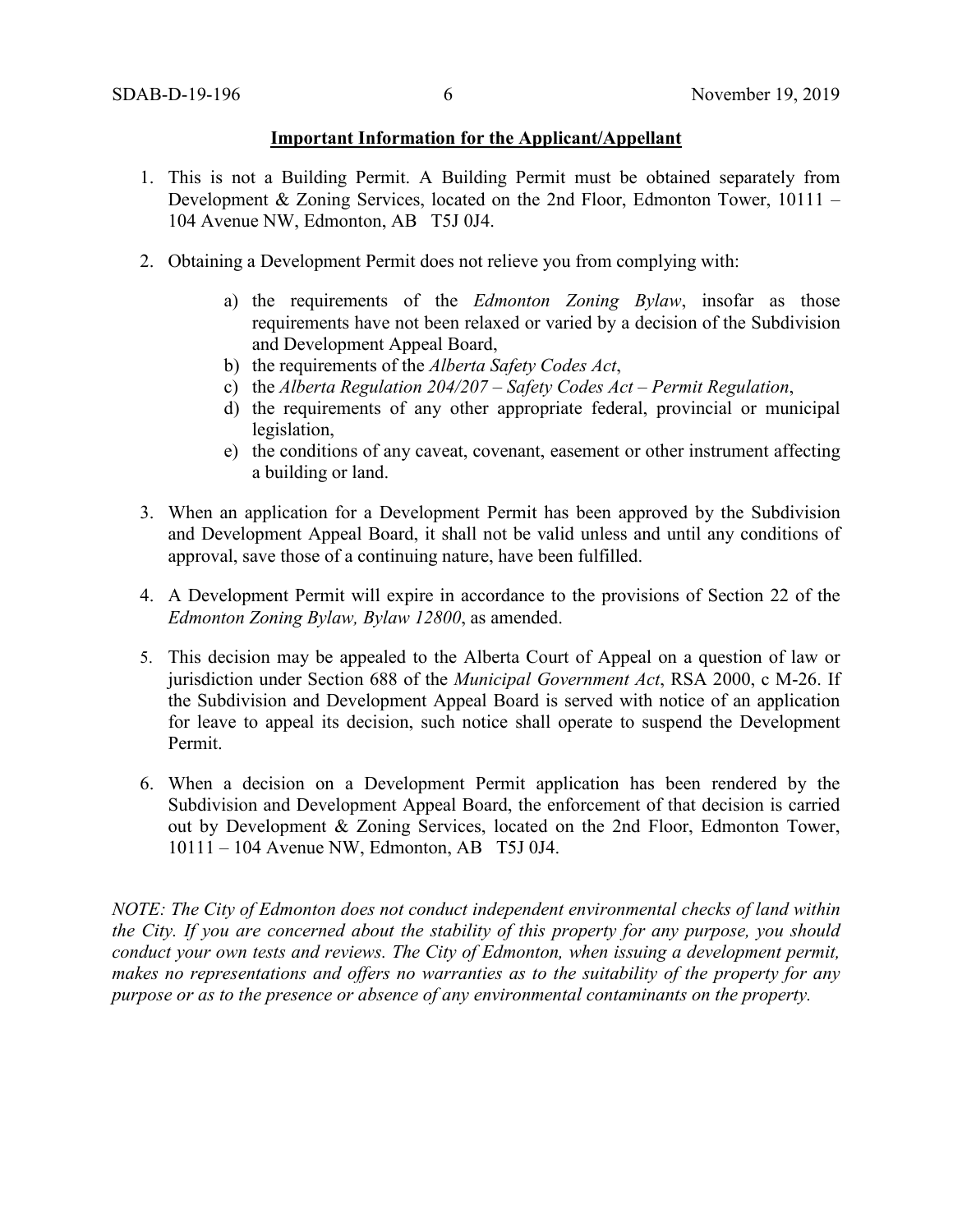**Important Information for the Applicant/Appellant**

1. This is not a Building Permit. A Building Permit must be obtained separately from Development & Zoning Services, located on the 2nd Floor, Edmonton Tower, 10111 – 104 Avenue NW, Edmonton, AB T5J 0J4.

2. Obtaining a Development Permit does not relieve you from complying with:

    a) the requirements of the *Edmonton Zoning Bylaw*, insofar as those requirements have not been relaxed or varied by a decision of the Subdivision and Development Appeal Board,
    b) the requirements of the *Alberta Safety Codes Act*,
    c) the *Alberta Regulation 204/207 – Safety Codes Act – Permit Regulation*,
    d) the requirements of any other appropriate federal, provincial or municipal legislation,
    e) the conditions of any caveat, covenant, easement or other instrument affecting a building or land.

3. When an application for a Development Permit has been approved by the Subdivision and Development Appeal Board, it shall not be valid unless and until any conditions of approval, save those of a continuing nature, have been fulfilled.

4. A Development Permit will expire in accordance to the provisions of Section 22 of the *Edmonton Zoning Bylaw, Bylaw 12800*, as amended.

5. This decision may be appealed to the Alberta Court of Appeal on a question of law or jurisdiction under Section 688 of the *Municipal Government Act*, RSA 2000, c M-26. If the Subdivision and Development Appeal Board is served with notice of an application for leave to appeal its decision, such notice shall operate to suspend the Development Permit.

6. When a decision on a Development Permit application has been rendered by the Subdivision and Development Appeal Board, the enforcement of that decision is carried out by Development & Zoning Services, located on the 2nd Floor, Edmonton Tower, 10111 – 104 Avenue NW, Edmonton, AB T5J 0J4.

*NOTE: The City of Edmonton does not conduct independent environmental checks of land within the City. If you are concerned about the stability of this property for any purpose, you should conduct your own tests and reviews. The City of Edmonton, when issuing a development permit, makes no representations and offers no warranties as to the suitability of the property for any purpose or as to the presence or absence of any environmental contaminants on the property.*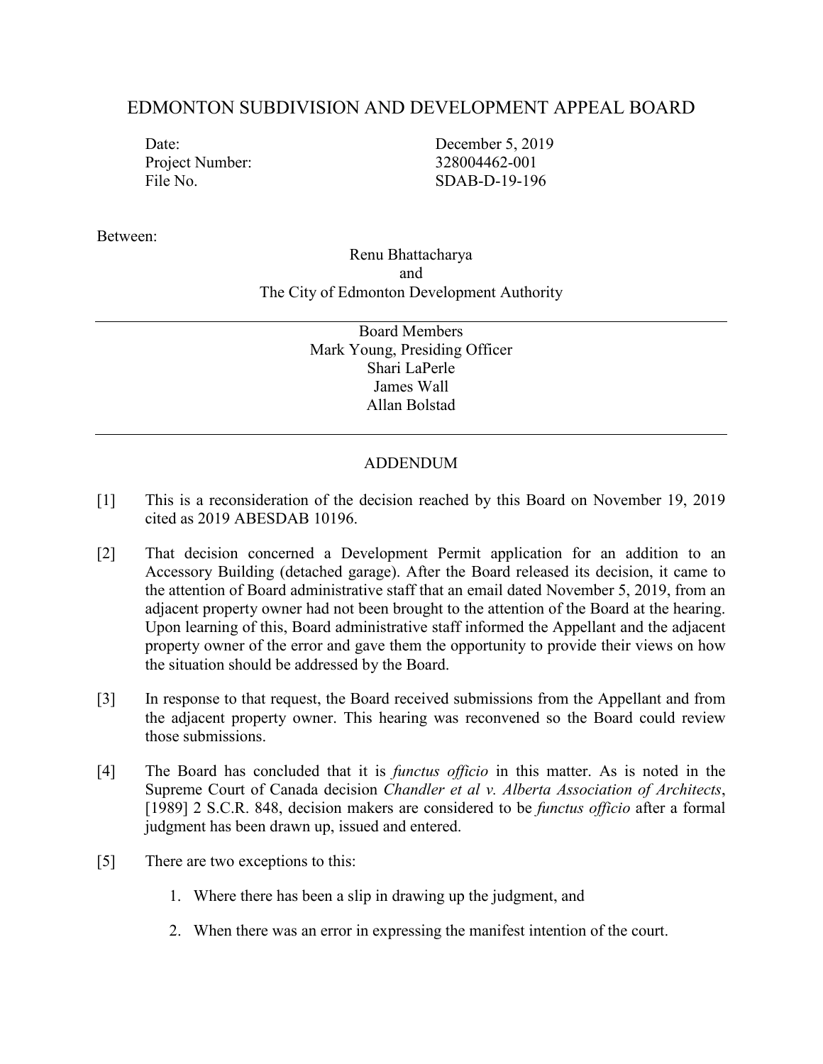# EDMONTON SUBDIVISION AND DEVELOPMENT APPEAL BOARD

| | |
|---|---|
| Date: | December 5, 2019 |
| Project Number: | 328004462-001 |
| File No. | SDAB-D-19-196 |

Between:

Renu Bhattacharya
and
The City of Edmonton Development Authority

---

Board Members
Mark Young, Presiding Officer
Shari LaPerle
James Wall
Allan Bolstad

---

## ADDENDUM

[1] This is a reconsideration of the decision reached by this Board on November 19, 2019 cited as 2019 ABESDAB 10196.

[2] That decision concerned a Development Permit application for an addition to an Accessory Building (detached garage). After the Board released its decision, it came to the attention of Board administrative staff that an email dated November 5, 2019, from an adjacent property owner had not been brought to the attention of the Board at the hearing. Upon learning of this, Board administrative staff informed the Appellant and the adjacent property owner of the error and gave them the opportunity to provide their views on how the situation should be addressed by the Board.

[3] In response to that request, the Board received submissions from the Appellant and from the adjacent property owner. This hearing was reconvened so the Board could review those submissions.

[4] The Board has concluded that it is *functus officio* in this matter. As is noted in the Supreme Court of Canada decision *Chandler et al v. Alberta Association of Architects*, [1989] 2 S.C.R. 848, decision makers are considered to be *functus officio* after a formal judgment has been drawn up, issued and entered.

[5] There are two exceptions to this:

1. Where there has been a slip in drawing up the judgment, and
2. When there was an error in expressing the manifest intention of the court.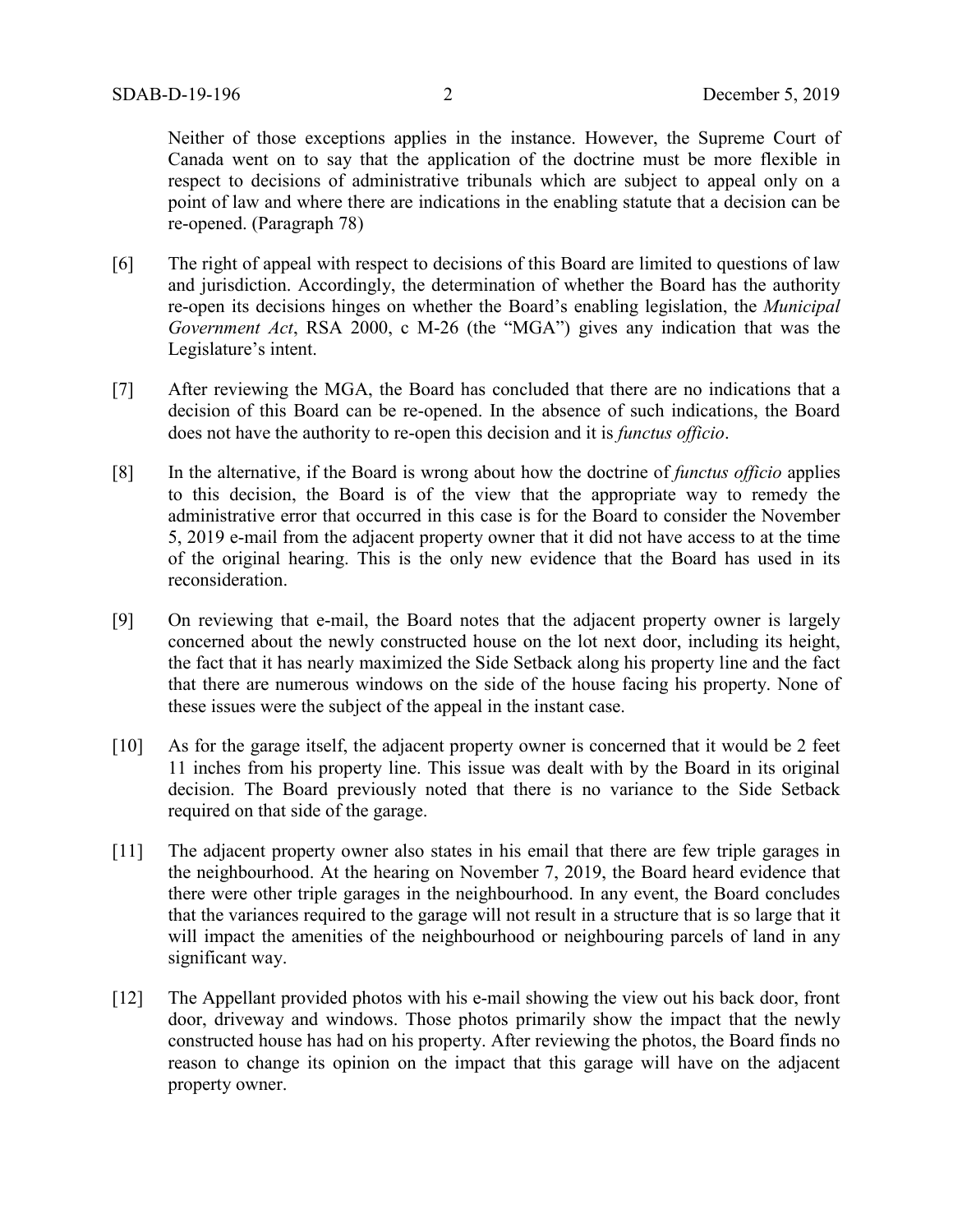Neither of those exceptions applies in the instance. However, the Supreme Court of Canada went on to say that the application of the doctrine must be more flexible in respect to decisions of administrative tribunals which are subject to appeal only on a point of law and where there are indications in the enabling statute that a decision can be re-opened. (Paragraph 78)

[6] The right of appeal with respect to decisions of this Board are limited to questions of law and jurisdiction. Accordingly, the determination of whether the Board has the authority re-open its decisions hinges on whether the Board's enabling legislation, the *Municipal Government Act*, RSA 2000, c M-26 (the "MGA") gives any indication that was the Legislature's intent.

[7] After reviewing the MGA, the Board has concluded that there are no indications that a decision of this Board can be re-opened. In the absence of such indications, the Board does not have the authority to re-open this decision and it is *functus officio*.

[8] In the alternative, if the Board is wrong about how the doctrine of *functus officio* applies to this decision, the Board is of the view that the appropriate way to remedy the administrative error that occurred in this case is for the Board to consider the November 5, 2019 e-mail from the adjacent property owner that it did not have access to at the time of the original hearing. This is the only new evidence that the Board has used in its reconsideration.

[9] On reviewing that e-mail, the Board notes that the adjacent property owner is largely concerned about the newly constructed house on the lot next door, including its height, the fact that it has nearly maximized the Side Setback along his property line and the fact that there are numerous windows on the side of the house facing his property. None of these issues were the subject of the appeal in the instant case.

[10] As for the garage itself, the adjacent property owner is concerned that it would be 2 feet 11 inches from his property line. This issue was dealt with by the Board in its original decision. The Board previously noted that there is no variance to the Side Setback required on that side of the garage.

[11] The adjacent property owner also states in his email that there are few triple garages in the neighbourhood. At the hearing on November 7, 2019, the Board heard evidence that there were other triple garages in the neighbourhood. In any event, the Board concludes that the variances required to the garage will not result in a structure that is so large that it will impact the amenities of the neighbourhood or neighbouring parcels of land in any significant way.

[12] The Appellant provided photos with his e-mail showing the view out his back door, front door, driveway and windows. Those photos primarily show the impact that the newly constructed house has had on his property. After reviewing the photos, the Board finds no reason to change its opinion on the impact that this garage will have on the adjacent property owner.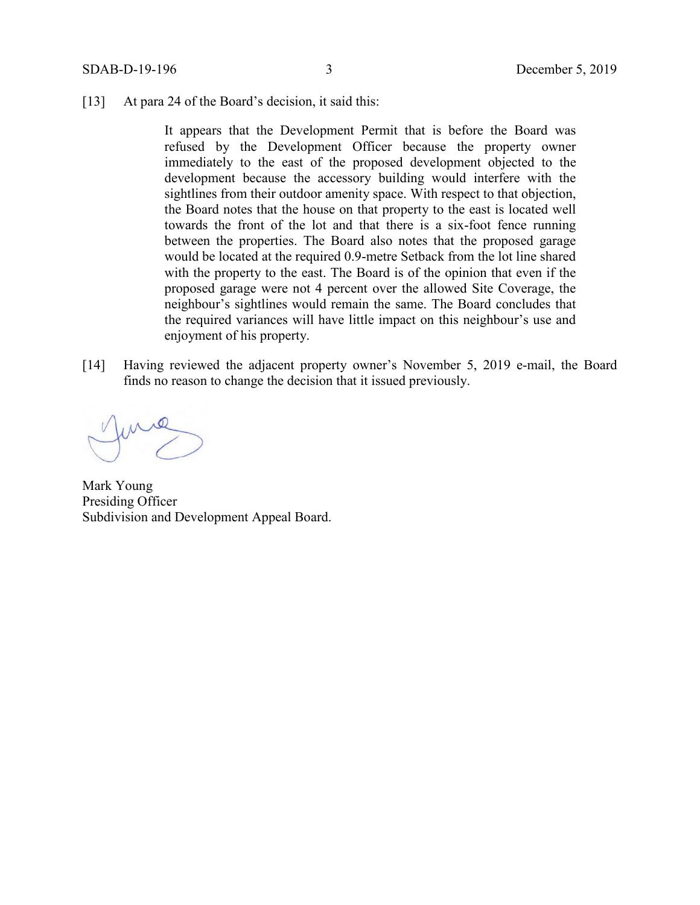[13] At para 24 of the Board's decision, it said this:

> It appears that the Development Permit that is before the Board was refused by the Development Officer because the property owner immediately to the east of the proposed development objected to the development because the accessory building would interfere with the sightlines from their outdoor amenity space. With respect to that objection, the Board notes that the house on that property to the east is located well towards the front of the lot and that there is a six-foot fence running between the properties. The Board also notes that the proposed garage would be located at the required 0.9-metre Setback from the lot line shared with the property to the east. The Board is of the opinion that even if the proposed garage were not 4 percent over the allowed Site Coverage, the neighbour's sightlines would remain the same. The Board concludes that the required variances will have little impact on this neighbour's use and enjoyment of his property.

[14] Having reviewed the adjacent property owner's November 5, 2019 e-mail, the Board finds no reason to change the decision that it issued previously.

Mark Young
Presiding Officer
Subdivision and Development Appeal Board.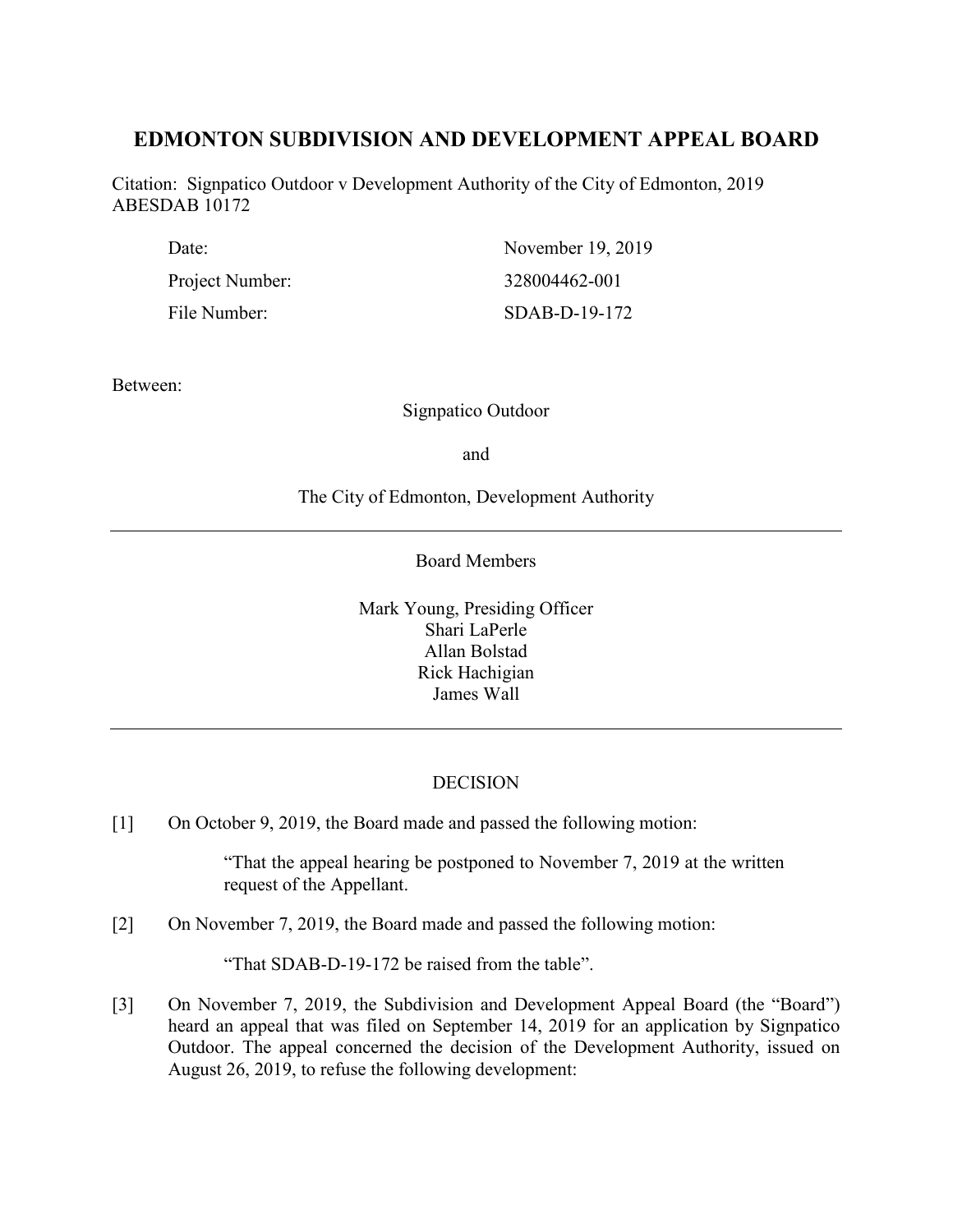# EDMONTON SUBDIVISION AND DEVELOPMENT APPEAL BOARD

Citation: Signpatico Outdoor v Development Authority of the City of Edmonton, 2019 ABESDAB 10172

| | |
|---|---|
| Date: | November 19, 2019 |
| Project Number: | 328004462-001 |
| File Number: | SDAB-D-19-172 |

Between:

Signpatico Outdoor

and

The City of Edmonton, Development Authority

---

Board Members

Mark Young, Presiding Officer
Shari LaPerle
Allan Bolstad
Rick Hachigian
James Wall

---

DECISION

[1] On October 9, 2019, the Board made and passed the following motion:

> "That the appeal hearing be postponed to November 7, 2019 at the written request of the Appellant.

[2] On November 7, 2019, the Board made and passed the following motion:

> "That SDAB-D-19-172 be raised from the table".

[3] On November 7, 2019, the Subdivision and Development Appeal Board (the "Board") heard an appeal that was filed on September 14, 2019 for an application by Signpatico Outdoor. The appeal concerned the decision of the Development Authority, issued on August 26, 2019, to refuse the following development: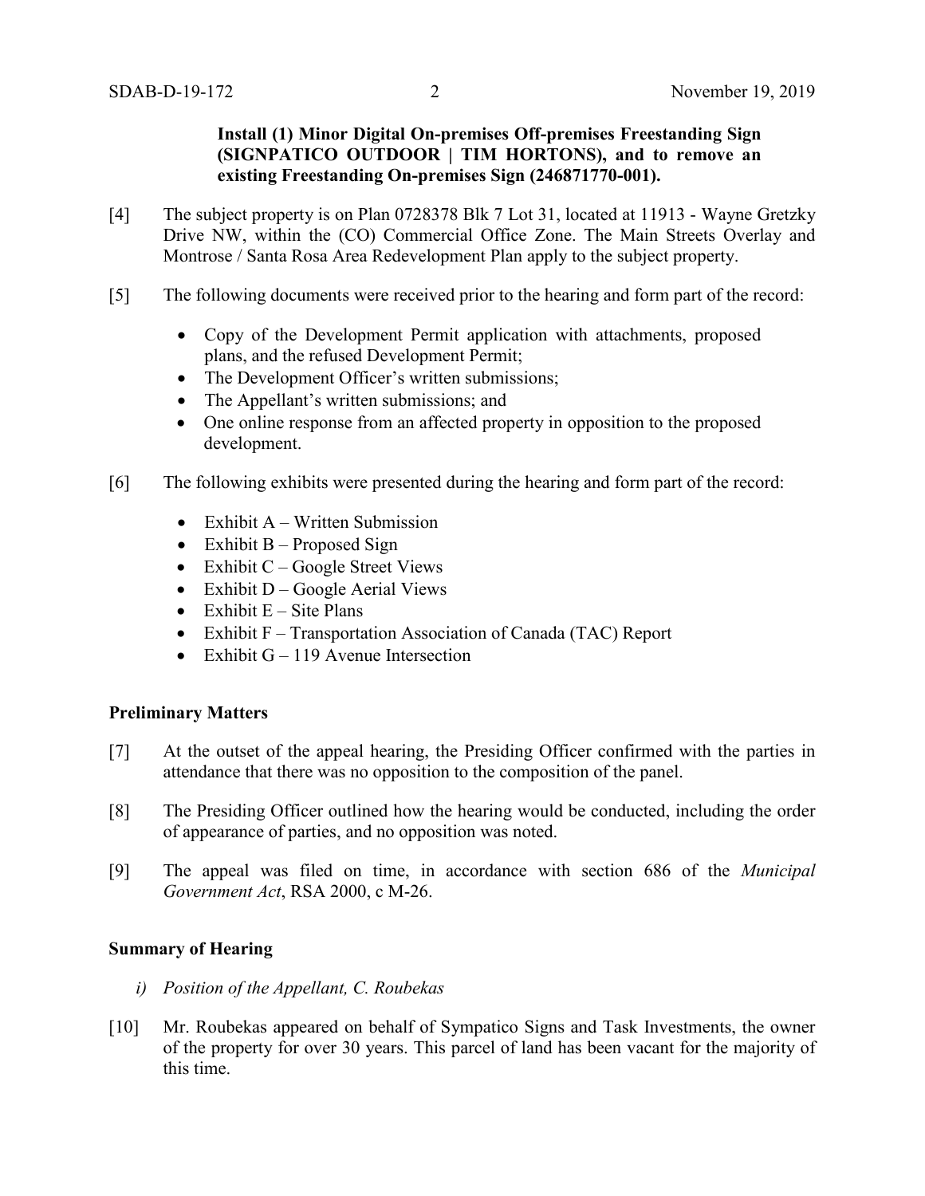**Install (1) Minor Digital On-premises Off-premises Freestanding Sign (SIGNPATICO OUTDOOR | TIM HORTONS), and to remove an existing Freestanding On-premises Sign (246871770-001).**

[4] The subject property is on Plan 0728378 Blk 7 Lot 31, located at 11913 - Wayne Gretzky Drive NW, within the (CO) Commercial Office Zone. The Main Streets Overlay and Montrose / Santa Rosa Area Redevelopment Plan apply to the subject property.

[5] The following documents were received prior to the hearing and form part of the record:

- Copy of the Development Permit application with attachments, proposed plans, and the refused Development Permit;
- The Development Officer's written submissions;
- The Appellant's written submissions; and
- One online response from an affected property in opposition to the proposed development.

[6] The following exhibits were presented during the hearing and form part of the record:

- Exhibit A – Written Submission
- Exhibit B – Proposed Sign
- Exhibit C – Google Street Views
- Exhibit D – Google Aerial Views
- Exhibit E – Site Plans
- Exhibit F – Transportation Association of Canada (TAC) Report
- Exhibit G – 119 Avenue Intersection

## Preliminary Matters

[7] At the outset of the appeal hearing, the Presiding Officer confirmed with the parties in attendance that there was no opposition to the composition of the panel.

[8] The Presiding Officer outlined how the hearing would be conducted, including the order of appearance of parties, and no opposition was noted.

[9] The appeal was filed on time, in accordance with section 686 of the *Municipal Government Act*, RSA 2000, c M-26.

## Summary of Hearing

*i) Position of the Appellant, C. Roubekas*

[10] Mr. Roubekas appeared on behalf of Sympatico Signs and Task Investments, the owner of the property for over 30 years. This parcel of land has been vacant for the majority of this time.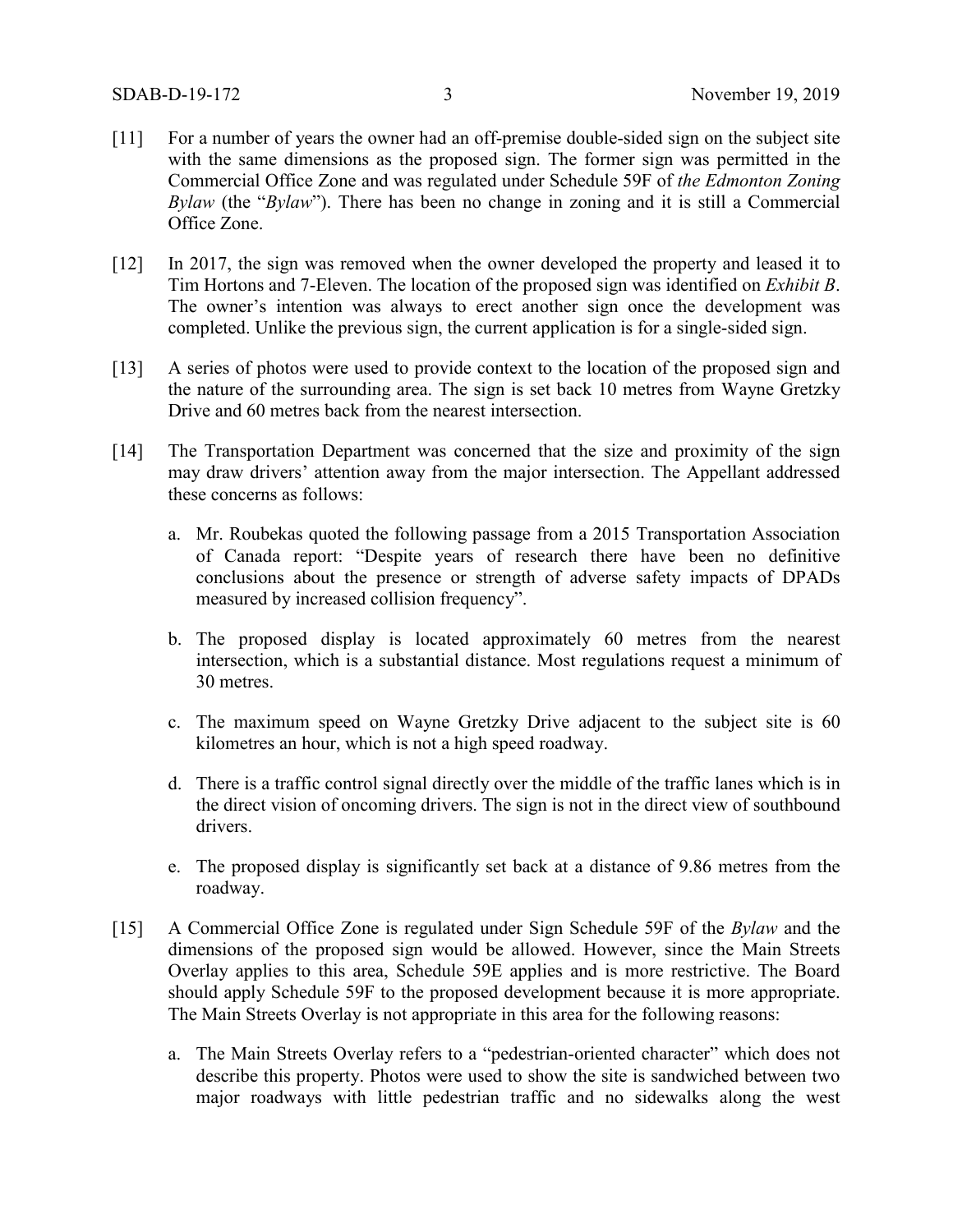[11] For a number of years the owner had an off-premise double-sided sign on the subject site with the same dimensions as the proposed sign. The former sign was permitted in the Commercial Office Zone and was regulated under Schedule 59F of *the Edmonton Zoning Bylaw* (the "*Bylaw*"). There has been no change in zoning and it is still a Commercial Office Zone.

[12] In 2017, the sign was removed when the owner developed the property and leased it to Tim Hortons and 7-Eleven. The location of the proposed sign was identified on *Exhibit B*. The owner's intention was always to erect another sign once the development was completed. Unlike the previous sign, the current application is for a single-sided sign.

[13] A series of photos were used to provide context to the location of the proposed sign and the nature of the surrounding area. The sign is set back 10 metres from Wayne Gretzky Drive and 60 metres back from the nearest intersection.

[14] The Transportation Department was concerned that the size and proximity of the sign may draw drivers' attention away from the major intersection. The Appellant addressed these concerns as follows:

a. Mr. Roubekas quoted the following passage from a 2015 Transportation Association of Canada report: "Despite years of research there have been no definitive conclusions about the presence or strength of adverse safety impacts of DPADs measured by increased collision frequency".

b. The proposed display is located approximately 60 metres from the nearest intersection, which is a substantial distance. Most regulations request a minimum of 30 metres.

c. The maximum speed on Wayne Gretzky Drive adjacent to the subject site is 60 kilometres an hour, which is not a high speed roadway.

d. There is a traffic control signal directly over the middle of the traffic lanes which is in the direct vision of oncoming drivers. The sign is not in the direct view of southbound drivers.

e. The proposed display is significantly set back at a distance of 9.86 metres from the roadway.

[15] A Commercial Office Zone is regulated under Sign Schedule 59F of the *Bylaw* and the dimensions of the proposed sign would be allowed. However, since the Main Streets Overlay applies to this area, Schedule 59E applies and is more restrictive. The Board should apply Schedule 59F to the proposed development because it is more appropriate. The Main Streets Overlay is not appropriate in this area for the following reasons:

a. The Main Streets Overlay refers to a "pedestrian-oriented character" which does not describe this property. Photos were used to show the site is sandwiched between two major roadways with little pedestrian traffic and no sidewalks along the west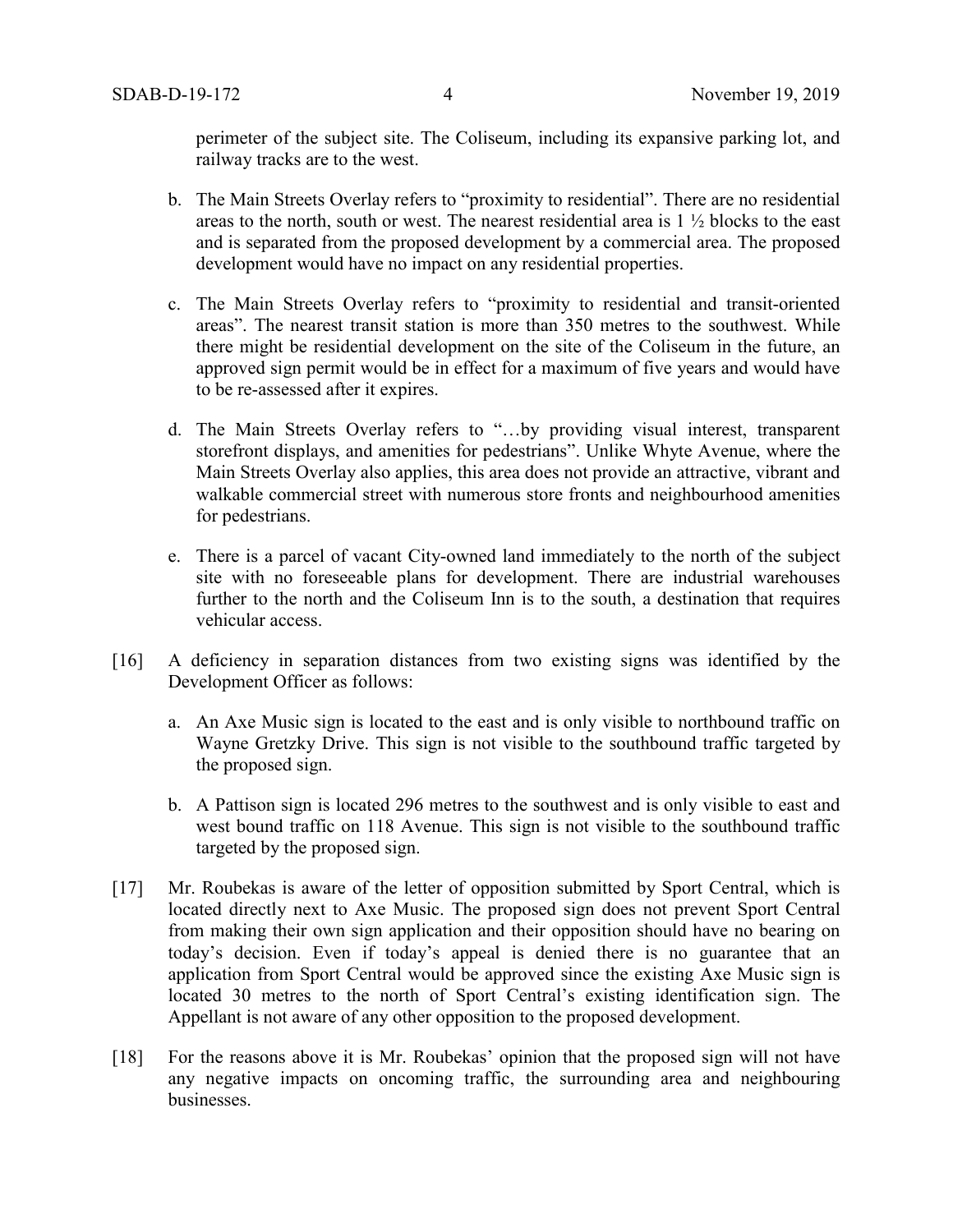perimeter of the subject site. The Coliseum, including its expansive parking lot, and railway tracks are to the west.

b. The Main Streets Overlay refers to "proximity to residential". There are no residential areas to the north, south or west. The nearest residential area is 1 ½ blocks to the east and is separated from the proposed development by a commercial area. The proposed development would have no impact on any residential properties.

c. The Main Streets Overlay refers to "proximity to residential and transit-oriented areas". The nearest transit station is more than 350 metres to the southwest. While there might be residential development on the site of the Coliseum in the future, an approved sign permit would be in effect for a maximum of five years and would have to be re-assessed after it expires.

d. The Main Streets Overlay refers to "…by providing visual interest, transparent storefront displays, and amenities for pedestrians". Unlike Whyte Avenue, where the Main Streets Overlay also applies, this area does not provide an attractive, vibrant and walkable commercial street with numerous store fronts and neighbourhood amenities for pedestrians.

e. There is a parcel of vacant City-owned land immediately to the north of the subject site with no foreseeable plans for development. There are industrial warehouses further to the north and the Coliseum Inn is to the south, a destination that requires vehicular access.

[16] A deficiency in separation distances from two existing signs was identified by the Development Officer as follows:

a. An Axe Music sign is located to the east and is only visible to northbound traffic on Wayne Gretzky Drive. This sign is not visible to the southbound traffic targeted by the proposed sign.

b. A Pattison sign is located 296 metres to the southwest and is only visible to east and west bound traffic on 118 Avenue. This sign is not visible to the southbound traffic targeted by the proposed sign.

[17] Mr. Roubekas is aware of the letter of opposition submitted by Sport Central, which is located directly next to Axe Music. The proposed sign does not prevent Sport Central from making their own sign application and their opposition should have no bearing on today's decision. Even if today's appeal is denied there is no guarantee that an application from Sport Central would be approved since the existing Axe Music sign is located 30 metres to the north of Sport Central's existing identification sign. The Appellant is not aware of any other opposition to the proposed development.

[18] For the reasons above it is Mr. Roubekas' opinion that the proposed sign will not have any negative impacts on oncoming traffic, the surrounding area and neighbouring businesses.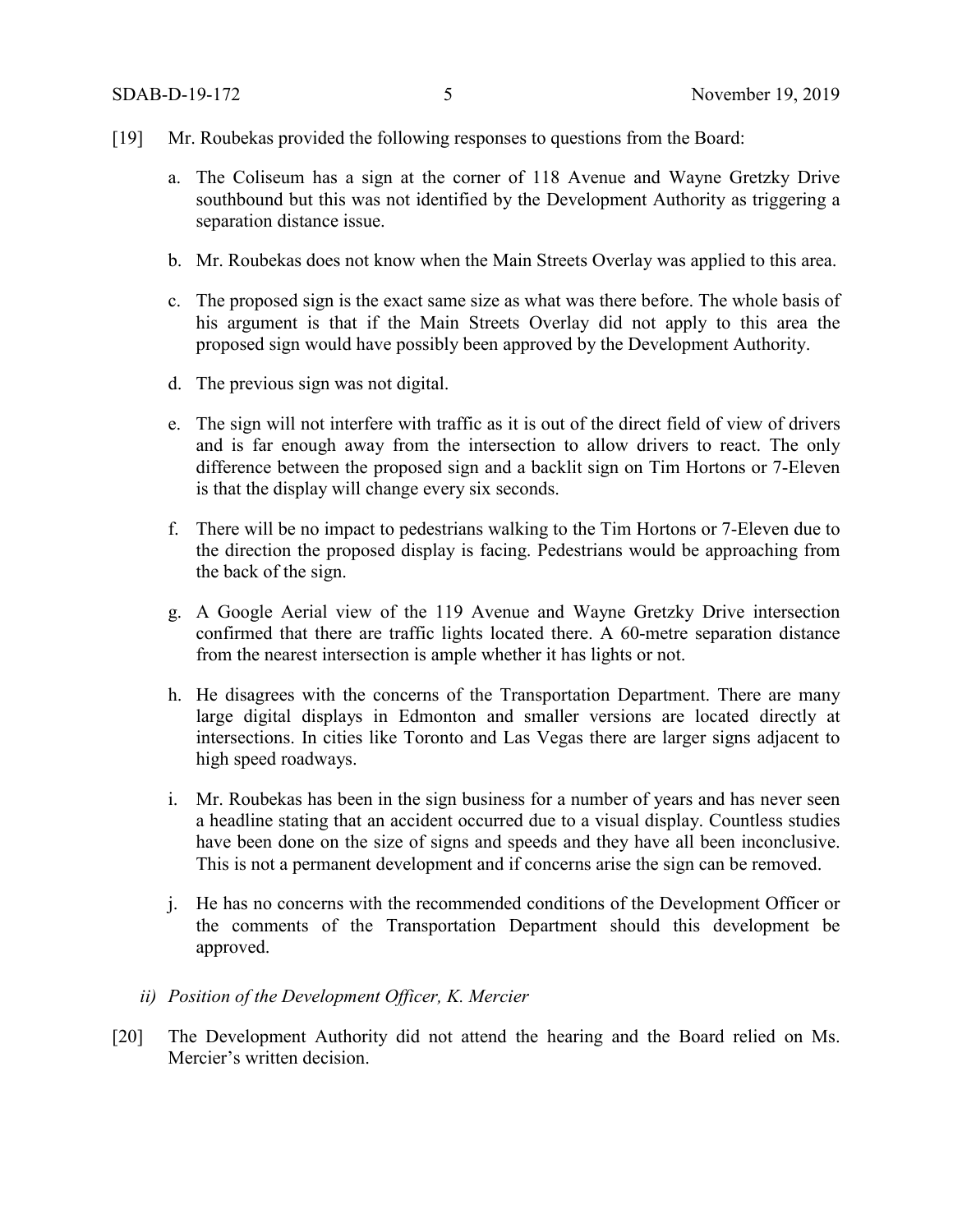[19] Mr. Roubekas provided the following responses to questions from the Board:

a. The Coliseum has a sign at the corner of 118 Avenue and Wayne Gretzky Drive southbound but this was not identified by the Development Authority as triggering a separation distance issue.

b. Mr. Roubekas does not know when the Main Streets Overlay was applied to this area.

c. The proposed sign is the exact same size as what was there before. The whole basis of his argument is that if the Main Streets Overlay did not apply to this area the proposed sign would have possibly been approved by the Development Authority.

d. The previous sign was not digital.

e. The sign will not interfere with traffic as it is out of the direct field of view of drivers and is far enough away from the intersection to allow drivers to react. The only difference between the proposed sign and a backlit sign on Tim Hortons or 7-Eleven is that the display will change every six seconds.

f. There will be no impact to pedestrians walking to the Tim Hortons or 7-Eleven due to the direction the proposed display is facing. Pedestrians would be approaching from the back of the sign.

g. A Google Aerial view of the 119 Avenue and Wayne Gretzky Drive intersection confirmed that there are traffic lights located there. A 60-metre separation distance from the nearest intersection is ample whether it has lights or not.

h. He disagrees with the concerns of the Transportation Department. There are many large digital displays in Edmonton and smaller versions are located directly at intersections. In cities like Toronto and Las Vegas there are larger signs adjacent to high speed roadways.

i. Mr. Roubekas has been in the sign business for a number of years and has never seen a headline stating that an accident occurred due to a visual display. Countless studies have been done on the size of signs and speeds and they have all been inconclusive. This is not a permanent development and if concerns arise the sign can be removed.

j. He has no concerns with the recommended conditions of the Development Officer or the comments of the Transportation Department should this development be approved.

*ii) Position of the Development Officer, K. Mercier*

[20] The Development Authority did not attend the hearing and the Board relied on Ms. Mercier's written decision.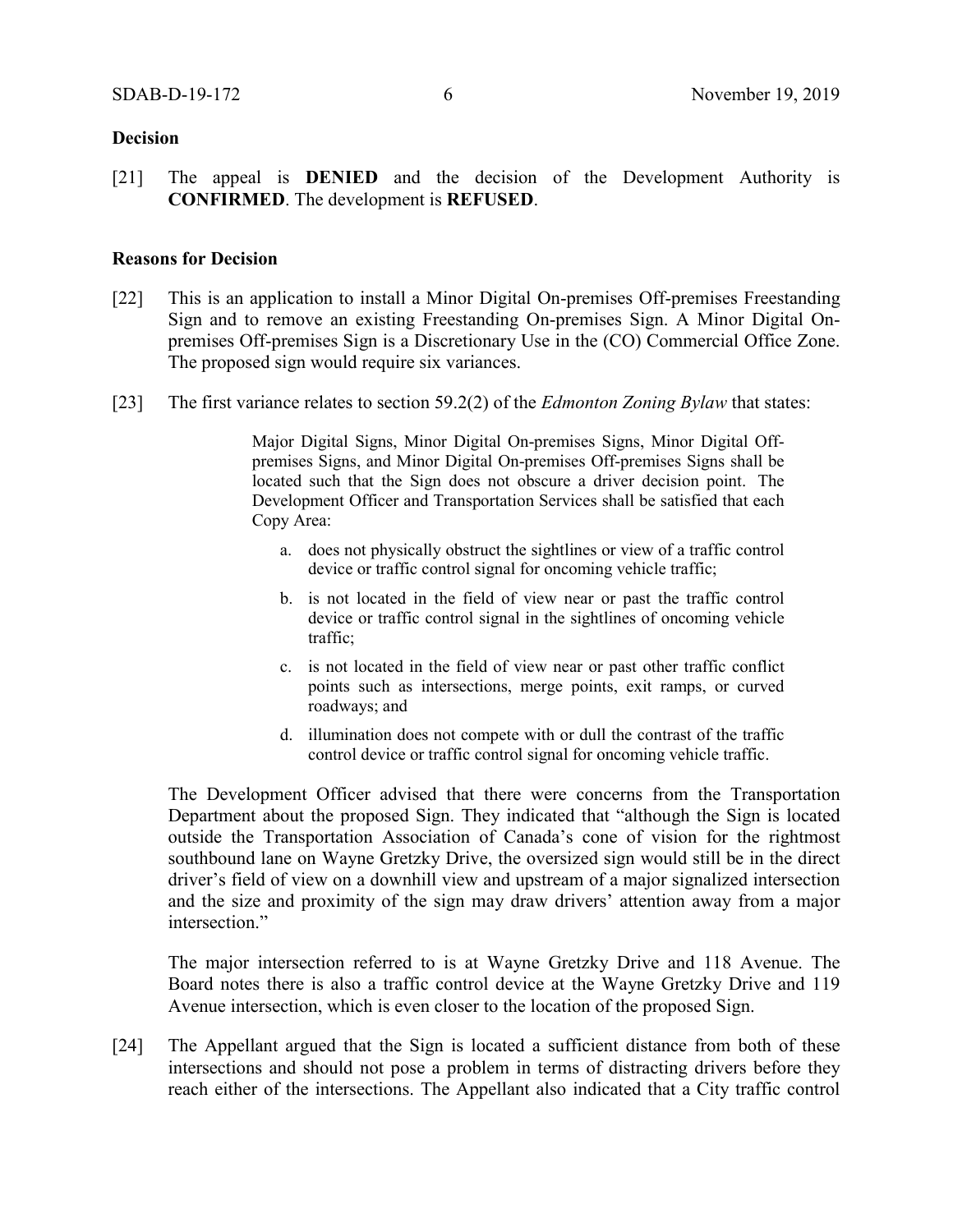**Decision**

[21] The appeal is **DENIED** and the decision of the Development Authority is **CONFIRMED**. The development is **REFUSED**.

**Reasons for Decision**

[22] This is an application to install a Minor Digital On-premises Off-premises Freestanding Sign and to remove an existing Freestanding On-premises Sign. A Minor Digital On-premises Off-premises Sign is a Discretionary Use in the (CO) Commercial Office Zone. The proposed sign would require six variances.

[23] The first variance relates to section 59.2(2) of the *Edmonton Zoning Bylaw* that states:

> Major Digital Signs, Minor Digital On-premises Signs, Minor Digital Off-premises Signs, and Minor Digital On-premises Off-premises Signs shall be located such that the Sign does not obscure a driver decision point. The Development Officer and Transportation Services shall be satisfied that each Copy Area:
>
> a. does not physically obstruct the sightlines or view of a traffic control device or traffic control signal for oncoming vehicle traffic;
>
> b. is not located in the field of view near or past the traffic control device or traffic control signal in the sightlines of oncoming vehicle traffic;
>
> c. is not located in the field of view near or past other traffic conflict points such as intersections, merge points, exit ramps, or curved roadways; and
>
> d. illumination does not compete with or dull the contrast of the traffic control device or traffic control signal for oncoming vehicle traffic.

The Development Officer advised that there were concerns from the Transportation Department about the proposed Sign. They indicated that "although the Sign is located outside the Transportation Association of Canada's cone of vision for the rightmost southbound lane on Wayne Gretzky Drive, the oversized sign would still be in the direct driver's field of view on a downhill view and upstream of a major signalized intersection and the size and proximity of the sign may draw drivers' attention away from a major intersection."

The major intersection referred to is at Wayne Gretzky Drive and 118 Avenue. The Board notes there is also a traffic control device at the Wayne Gretzky Drive and 119 Avenue intersection, which is even closer to the location of the proposed Sign.

[24] The Appellant argued that the Sign is located a sufficient distance from both of these intersections and should not pose a problem in terms of distracting drivers before they reach either of the intersections. The Appellant also indicated that a City traffic control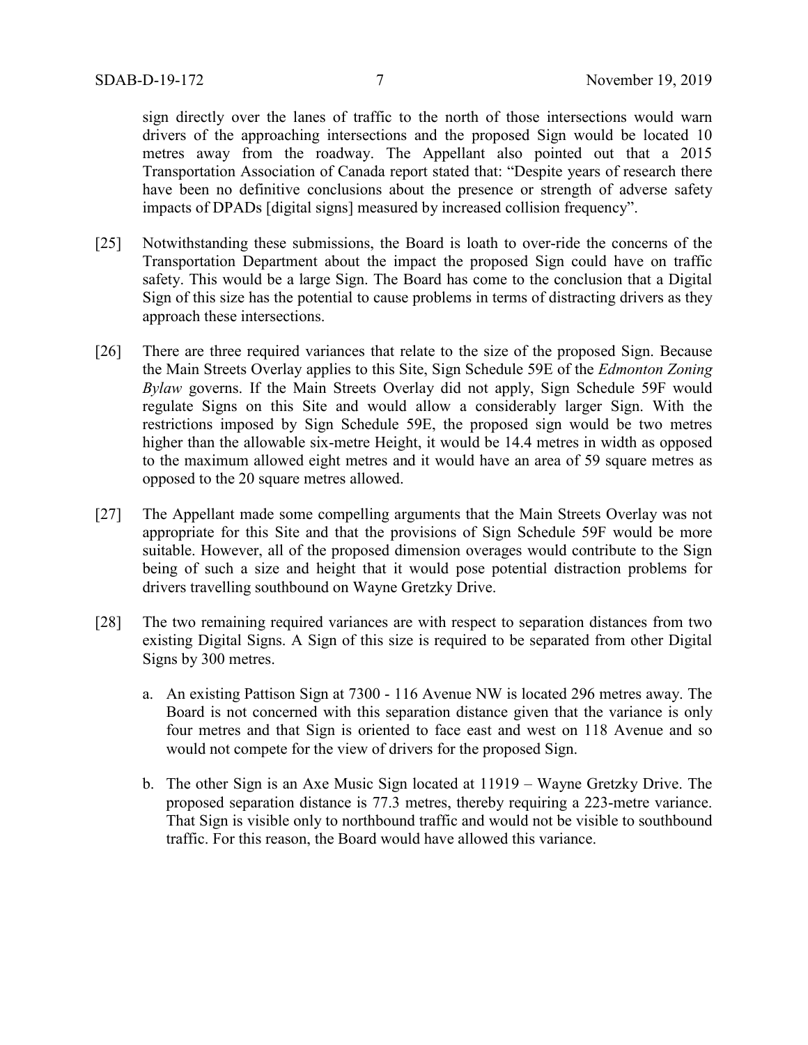sign directly over the lanes of traffic to the north of those intersections would warn drivers of the approaching intersections and the proposed Sign would be located 10 metres away from the roadway. The Appellant also pointed out that a 2015 Transportation Association of Canada report stated that: "Despite years of research there have been no definitive conclusions about the presence or strength of adverse safety impacts of DPADs [digital signs] measured by increased collision frequency".

[25] Notwithstanding these submissions, the Board is loath to over-ride the concerns of the Transportation Department about the impact the proposed Sign could have on traffic safety. This would be a large Sign. The Board has come to the conclusion that a Digital Sign of this size has the potential to cause problems in terms of distracting drivers as they approach these intersections.

[26] There are three required variances that relate to the size of the proposed Sign. Because the Main Streets Overlay applies to this Site, Sign Schedule 59E of the *Edmonton Zoning Bylaw* governs. If the Main Streets Overlay did not apply, Sign Schedule 59F would regulate Signs on this Site and would allow a considerably larger Sign. With the restrictions imposed by Sign Schedule 59E, the proposed sign would be two metres higher than the allowable six-metre Height, it would be 14.4 metres in width as opposed to the maximum allowed eight metres and it would have an area of 59 square metres as opposed to the 20 square metres allowed.

[27] The Appellant made some compelling arguments that the Main Streets Overlay was not appropriate for this Site and that the provisions of Sign Schedule 59F would be more suitable. However, all of the proposed dimension overages would contribute to the Sign being of such a size and height that it would pose potential distraction problems for drivers travelling southbound on Wayne Gretzky Drive.

[28] The two remaining required variances are with respect to separation distances from two existing Digital Signs. A Sign of this size is required to be separated from other Digital Signs by 300 metres.

a. An existing Pattison Sign at 7300 - 116 Avenue NW is located 296 metres away. The Board is not concerned with this separation distance given that the variance is only four metres and that Sign is oriented to face east and west on 118 Avenue and so would not compete for the view of drivers for the proposed Sign.

b. The other Sign is an Axe Music Sign located at 11919 – Wayne Gretzky Drive. The proposed separation distance is 77.3 metres, thereby requiring a 223-metre variance. That Sign is visible only to northbound traffic and would not be visible to southbound traffic. For this reason, the Board would have allowed this variance.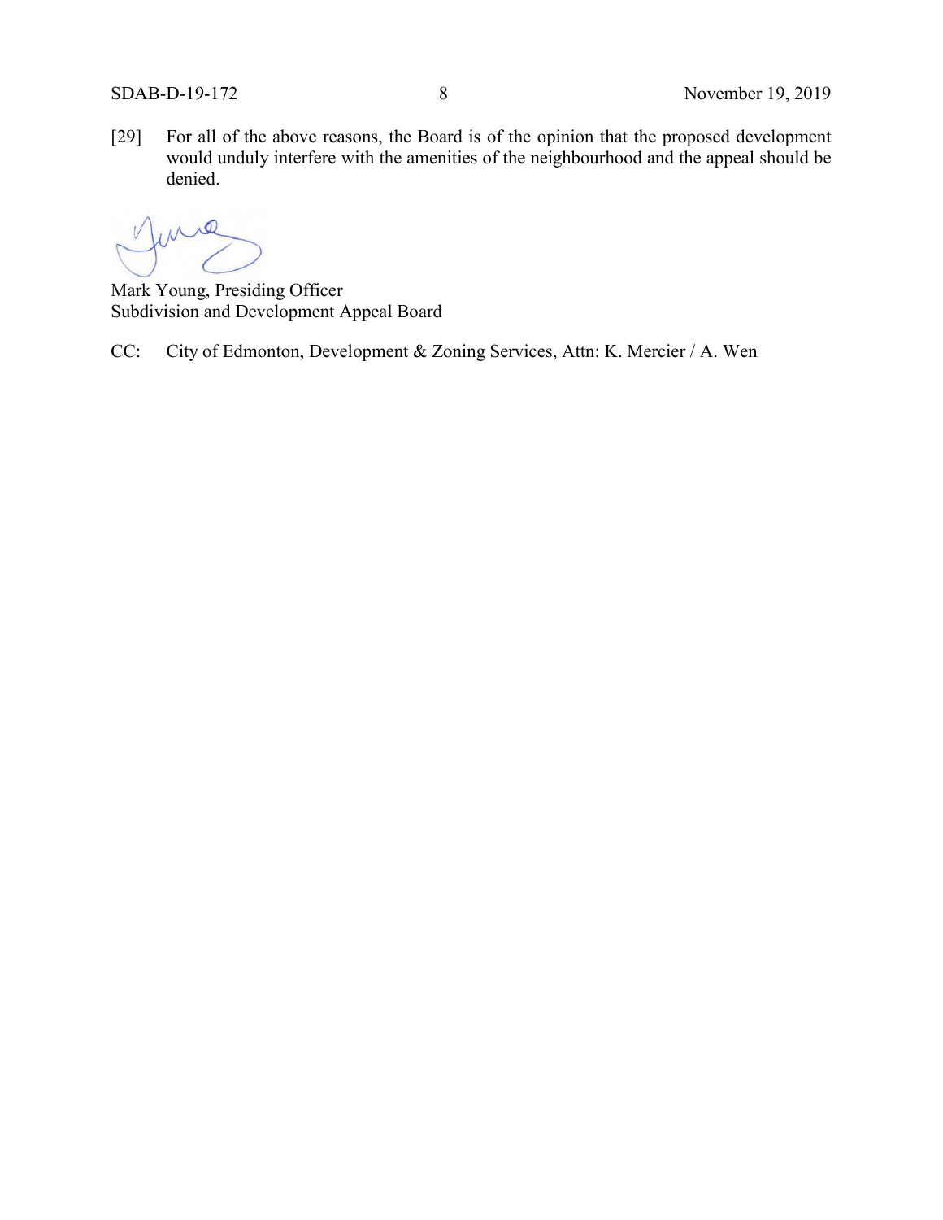[29] For all of the above reasons, the Board is of the opinion that the proposed development would unduly interfere with the amenities of the neighbourhood and the appeal should be denied.

Mark Young, Presiding Officer
Subdivision and Development Appeal Board

CC: City of Edmonton, Development & Zoning Services, Attn: K. Mercier / A. Wen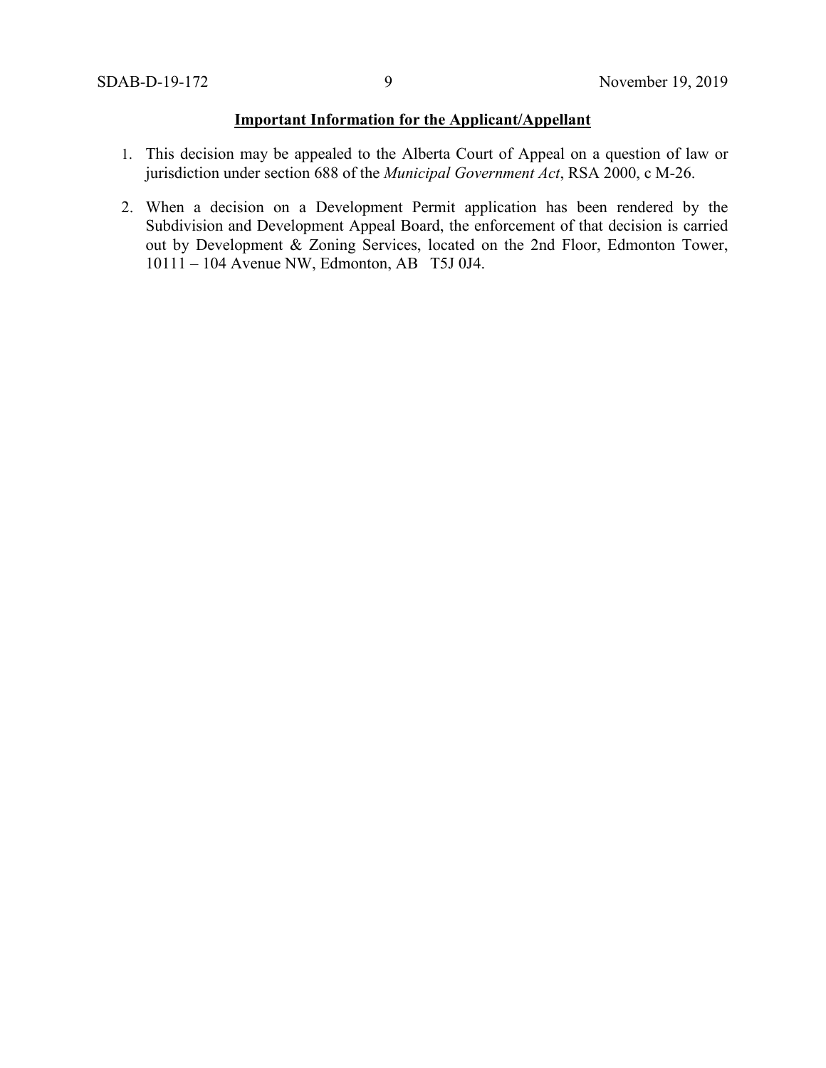**Important Information for the Applicant/Appellant**

1. This decision may be appealed to the Alberta Court of Appeal on a question of law or jurisdiction under section 688 of the *Municipal Government Act*, RSA 2000, c M-26.

2. When a decision on a Development Permit application has been rendered by the Subdivision and Development Appeal Board, the enforcement of that decision is carried out by Development & Zoning Services, located on the 2nd Floor, Edmonton Tower, 10111 – 104 Avenue NW, Edmonton, AB T5J 0J4.